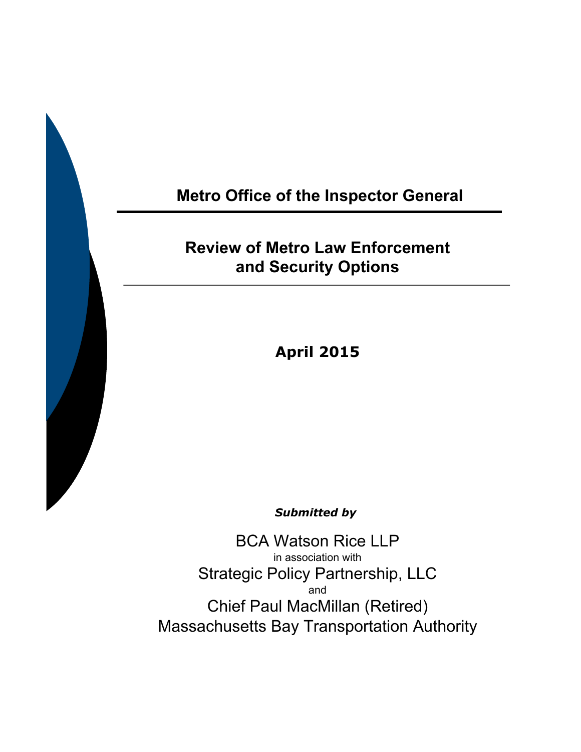# Metro Office of the Inspector General

## Review of Metro Law Enforcement and Security Options

**April 2015**

***Submitted by***

BCA Watson Rice LLP

in association with

Strategic Policy Partnership, LLC

and

Chief Paul MacMillan (Retired)

Massachusetts Bay Transportation Authority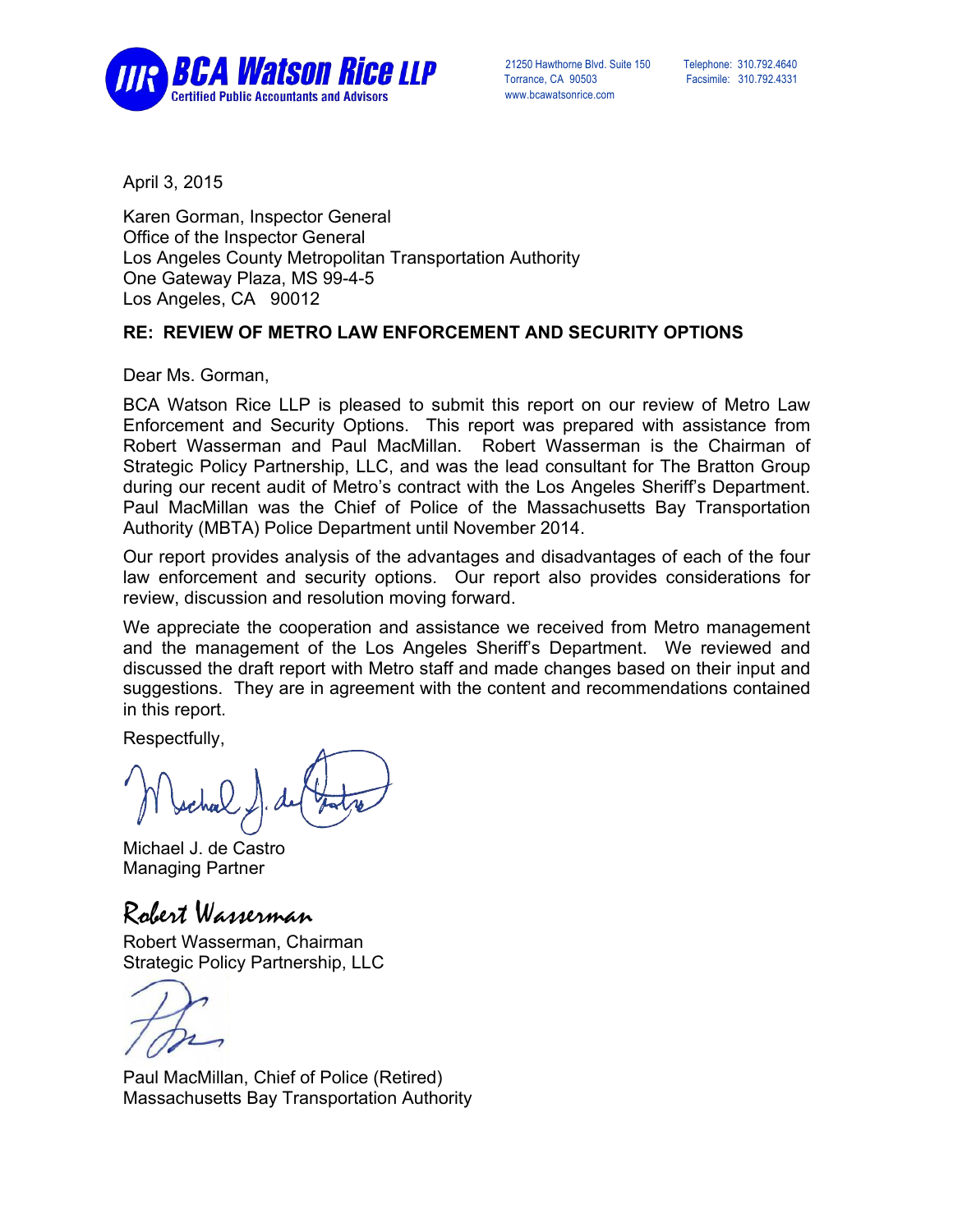**BCA Watson Rice LLP**
Certified Public Accountants and Advisors

21250 Hawthorne Blvd. Suite 150
Torrance, CA 90503
www.bcawatsonrice.com

Telephone: 310.792.4640
Facsimile: 310.792.4331

April 3, 2015

Karen Gorman, Inspector General
Office of the Inspector General
Los Angeles County Metropolitan Transportation Authority
One Gateway Plaza, MS 99-4-5
Los Angeles, CA 90012

**RE: REVIEW OF METRO LAW ENFORCEMENT AND SECURITY OPTIONS**

Dear Ms. Gorman,

BCA Watson Rice LLP is pleased to submit this report on our review of Metro Law Enforcement and Security Options. This report was prepared with assistance from Robert Wasserman and Paul MacMillan. Robert Wasserman is the Chairman of Strategic Policy Partnership, LLC, and was the lead consultant for The Bratton Group during our recent audit of Metro's contract with the Los Angeles Sheriff's Department. Paul MacMillan was the Chief of Police of the Massachusetts Bay Transportation Authority (MBTA) Police Department until November 2014.

Our report provides analysis of the advantages and disadvantages of each of the four law enforcement and security options. Our report also provides considerations for review, discussion and resolution moving forward.

We appreciate the cooperation and assistance we received from Metro management and the management of the Los Angeles Sheriff's Department. We reviewed and discussed the draft report with Metro staff and made changes based on their input and suggestions. They are in agreement with the content and recommendations contained in this report.

Respectfully,

Michael J. de Castro
Managing Partner

Robert Wasserman

Robert Wasserman, Chairman
Strategic Policy Partnership, LLC

Paul MacMillan, Chief of Police (Retired)
Massachusetts Bay Transportation Authority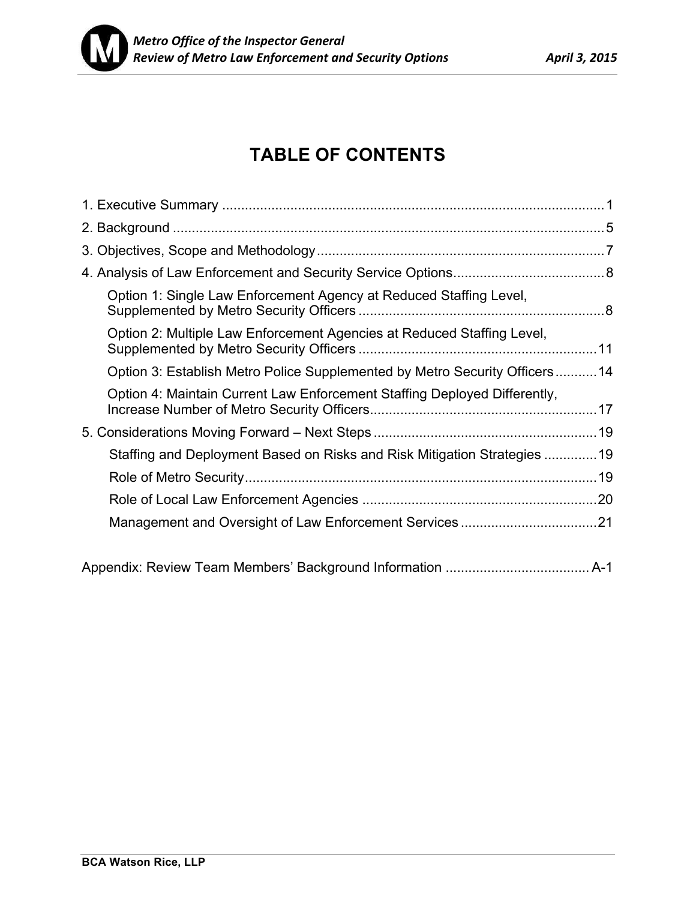# TABLE OF CONTENTS

1. Executive Summary ..................................................................................................... 1
2. Background .................................................................................................................. 5
3. Objectives, Scope and Methodology ........................................................................... 7
4. Analysis of Law Enforcement and Security Service Options ........................................ 8
   - Option 1: Single Law Enforcement Agency at Reduced Staffing Level, Supplemented by Metro Security Officers ................................................................ 8
   - Option 2: Multiple Law Enforcement Agencies at Reduced Staffing Level, Supplemented by Metro Security Officers ............................................................... 11
   - Option 3: Establish Metro Police Supplemented by Metro Security Officers ........... 14
   - Option 4: Maintain Current Law Enforcement Staffing Deployed Differently, Increase Number of Metro Security Officers ............................................................ 17
5. Considerations Moving Forward – Next Steps ............................................................ 19
   - Staffing and Deployment Based on Risks and Risk Mitigation Strategies .............. 19
   - Role of Metro Security ............................................................................................. 19
   - Role of Local Law Enforcement Agencies .............................................................. 20
   - Management and Oversight of Law Enforcement Services .................................... 21

Appendix: Review Team Members' Background Information ...................................... A-1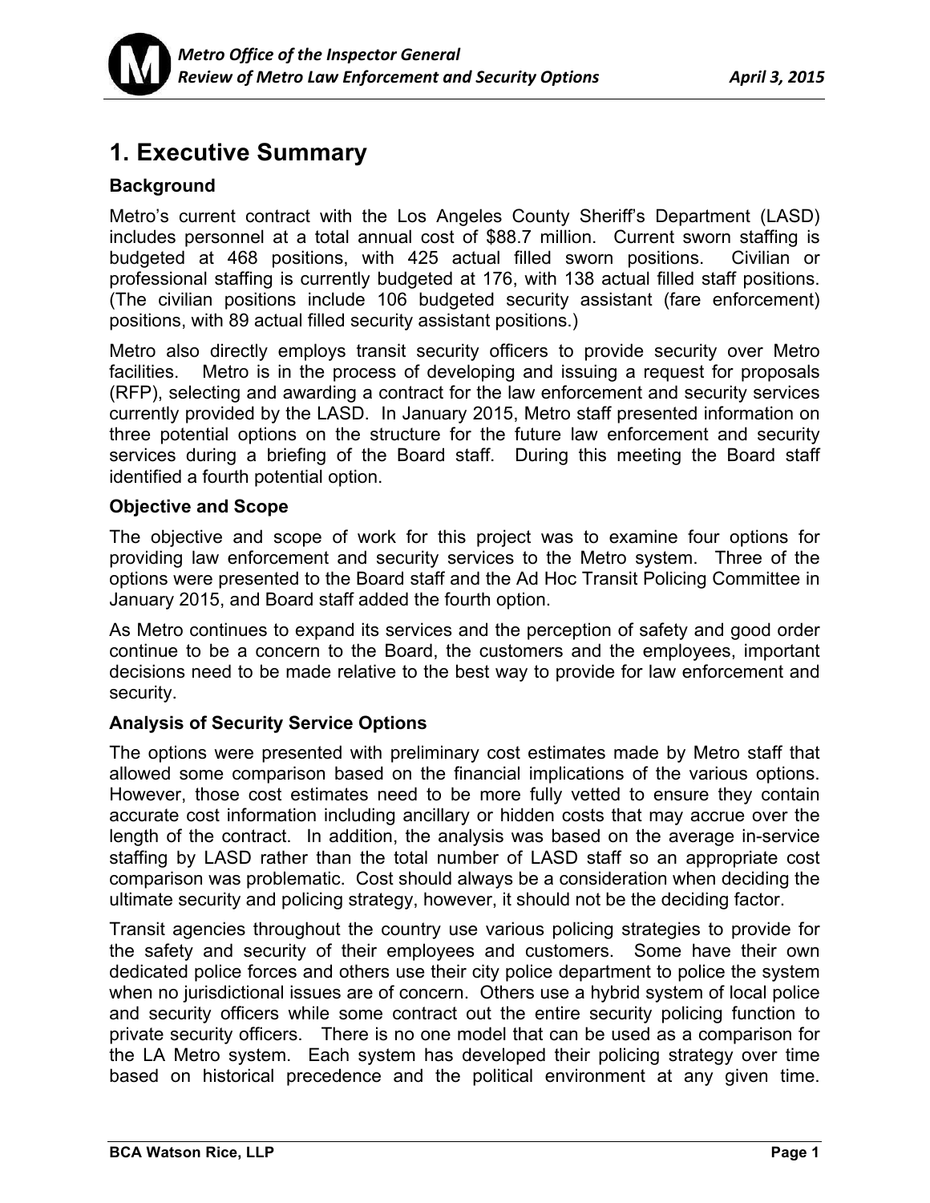# 1. Executive Summary

### Background

Metro's current contract with the Los Angeles County Sheriff's Department (LASD) includes personnel at a total annual cost of $88.7 million. Current sworn staffing is budgeted at 468 positions, with 425 actual filled sworn positions. Civilian or professional staffing is currently budgeted at 176, with 138 actual filled staff positions. (The civilian positions include 106 budgeted security assistant (fare enforcement) positions, with 89 actual filled security assistant positions.)

Metro also directly employs transit security officers to provide security over Metro facilities. Metro is in the process of developing and issuing a request for proposals (RFP), selecting and awarding a contract for the law enforcement and security services currently provided by the LASD. In January 2015, Metro staff presented information on three potential options on the structure for the future law enforcement and security services during a briefing of the Board staff. During this meeting the Board staff identified a fourth potential option.

### Objective and Scope

The objective and scope of work for this project was to examine four options for providing law enforcement and security services to the Metro system. Three of the options were presented to the Board staff and the Ad Hoc Transit Policing Committee in January 2015, and Board staff added the fourth option.

As Metro continues to expand its services and the perception of safety and good order continue to be a concern to the Board, the customers and the employees, important decisions need to be made relative to the best way to provide for law enforcement and security.

### Analysis of Security Service Options

The options were presented with preliminary cost estimates made by Metro staff that allowed some comparison based on the financial implications of the various options. However, those cost estimates need to be more fully vetted to ensure they contain accurate cost information including ancillary or hidden costs that may accrue over the length of the contract. In addition, the analysis was based on the average in-service staffing by LASD rather than the total number of LASD staff so an appropriate cost comparison was problematic. Cost should always be a consideration when deciding the ultimate security and policing strategy, however, it should not be the deciding factor.

Transit agencies throughout the country use various policing strategies to provide for the safety and security of their employees and customers. Some have their own dedicated police forces and others use their city police department to police the system when no jurisdictional issues are of concern. Others use a hybrid system of local police and security officers while some contract out the entire security policing function to private security officers. There is no one model that can be used as a comparison for the LA Metro system. Each system has developed their policing strategy over time based on historical precedence and the political environment at any given time.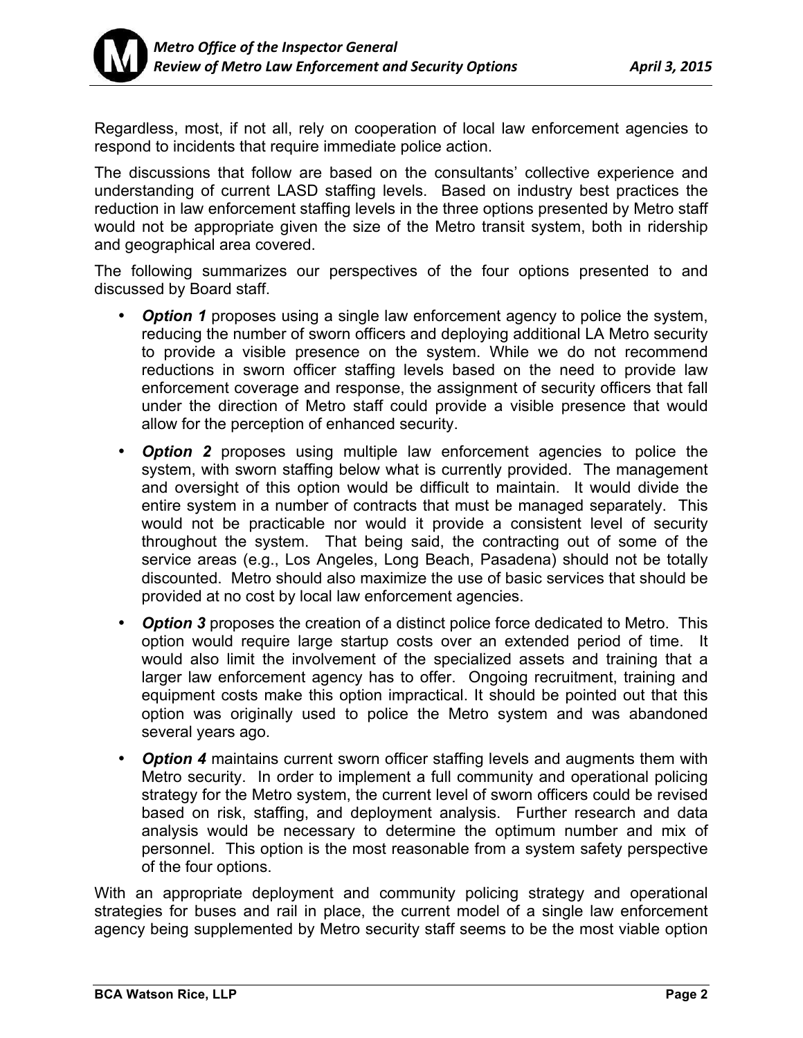Regardless, most, if not all, rely on cooperation of local law enforcement agencies to respond to incidents that require immediate police action.

The discussions that follow are based on the consultants' collective experience and understanding of current LASD staffing levels. Based on industry best practices the reduction in law enforcement staffing levels in the three options presented by Metro staff would not be appropriate given the size of the Metro transit system, both in ridership and geographical area covered.

The following summarizes our perspectives of the four options presented to and discussed by Board staff.

- ***Option 1*** proposes using a single law enforcement agency to police the system, reducing the number of sworn officers and deploying additional LA Metro security to provide a visible presence on the system. While we do not recommend reductions in sworn officer staffing levels based on the need to provide law enforcement coverage and response, the assignment of security officers that fall under the direction of Metro staff could provide a visible presence that would allow for the perception of enhanced security.
- ***Option 2*** proposes using multiple law enforcement agencies to police the system, with sworn staffing below what is currently provided. The management and oversight of this option would be difficult to maintain. It would divide the entire system in a number of contracts that must be managed separately. This would not be practicable nor would it provide a consistent level of security throughout the system. That being said, the contracting out of some of the service areas (e.g., Los Angeles, Long Beach, Pasadena) should not be totally discounted. Metro should also maximize the use of basic services that should be provided at no cost by local law enforcement agencies.
- ***Option 3*** proposes the creation of a distinct police force dedicated to Metro. This option would require large startup costs over an extended period of time. It would also limit the involvement of the specialized assets and training that a larger law enforcement agency has to offer. Ongoing recruitment, training and equipment costs make this option impractical. It should be pointed out that this option was originally used to police the Metro system and was abandoned several years ago.
- ***Option 4*** maintains current sworn officer staffing levels and augments them with Metro security. In order to implement a full community and operational policing strategy for the Metro system, the current level of sworn officers could be revised based on risk, staffing, and deployment analysis. Further research and data analysis would be necessary to determine the optimum number and mix of personnel. This option is the most reasonable from a system safety perspective of the four options.

With an appropriate deployment and community policing strategy and operational strategies for buses and rail in place, the current model of a single law enforcement agency being supplemented by Metro security staff seems to be the most viable option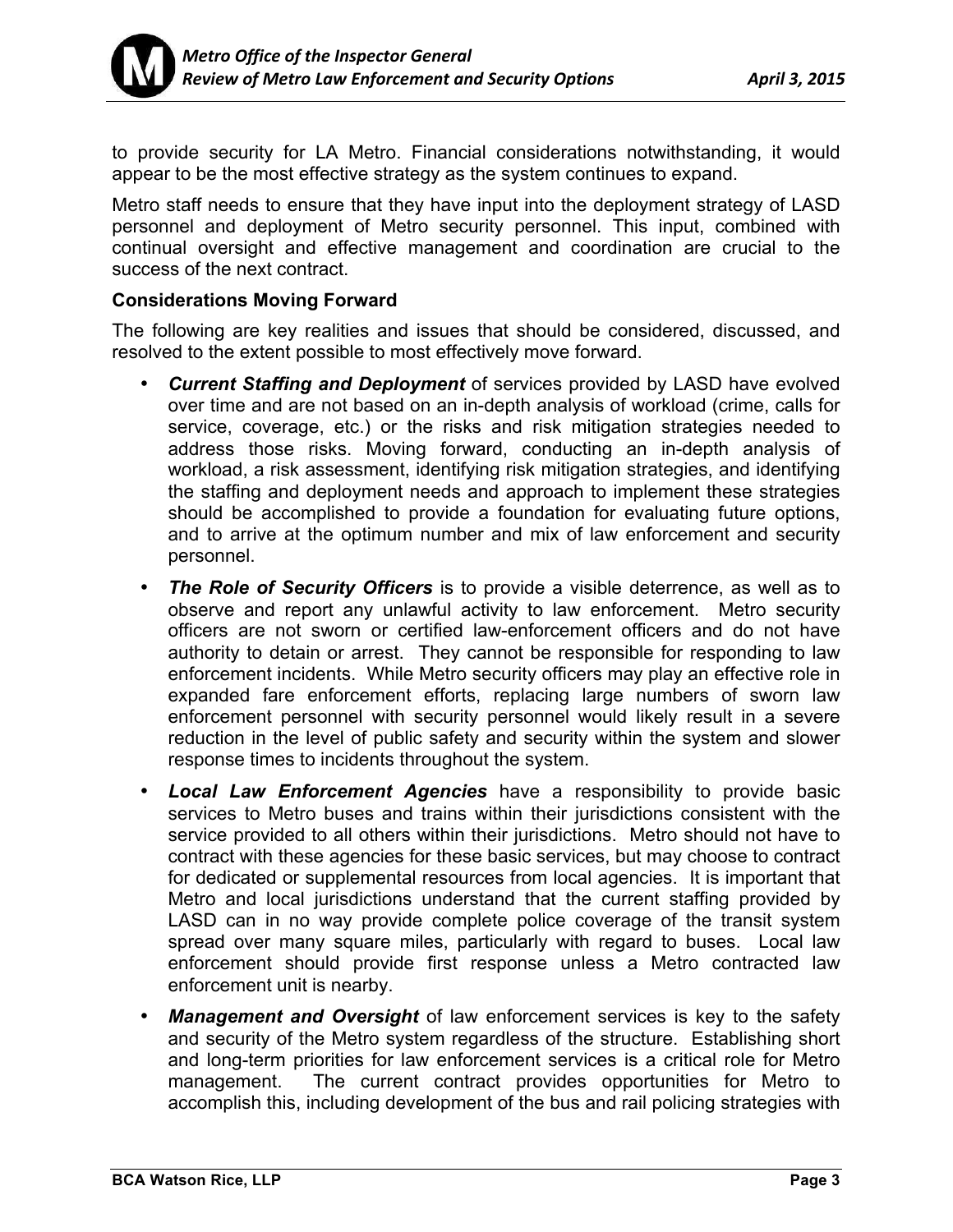to provide security for LA Metro. Financial considerations notwithstanding, it would appear to be the most effective strategy as the system continues to expand.

Metro staff needs to ensure that they have input into the deployment strategy of LASD personnel and deployment of Metro security personnel. This input, combined with continual oversight and effective management and coordination are crucial to the success of the next contract.

**Considerations Moving Forward**

The following are key realities and issues that should be considered, discussed, and resolved to the extent possible to most effectively move forward.

- ***Current Staffing and Deployment*** of services provided by LASD have evolved over time and are not based on an in-depth analysis of workload (crime, calls for service, coverage, etc.) or the risks and risk mitigation strategies needed to address those risks. Moving forward, conducting an in-depth analysis of workload, a risk assessment, identifying risk mitigation strategies, and identifying the staffing and deployment needs and approach to implement these strategies should be accomplished to provide a foundation for evaluating future options, and to arrive at the optimum number and mix of law enforcement and security personnel.
- ***The Role of Security Officers*** is to provide a visible deterrence, as well as to observe and report any unlawful activity to law enforcement. Metro security officers are not sworn or certified law-enforcement officers and do not have authority to detain or arrest. They cannot be responsible for responding to law enforcement incidents. While Metro security officers may play an effective role in expanded fare enforcement efforts, replacing large numbers of sworn law enforcement personnel with security personnel would likely result in a severe reduction in the level of public safety and security within the system and slower response times to incidents throughout the system.
- ***Local Law Enforcement Agencies*** have a responsibility to provide basic services to Metro buses and trains within their jurisdictions consistent with the service provided to all others within their jurisdictions. Metro should not have to contract with these agencies for these basic services, but may choose to contract for dedicated or supplemental resources from local agencies. It is important that Metro and local jurisdictions understand that the current staffing provided by LASD can in no way provide complete police coverage of the transit system spread over many square miles, particularly with regard to buses. Local law enforcement should provide first response unless a Metro contracted law enforcement unit is nearby.
- ***Management and Oversight*** of law enforcement services is key to the safety and security of the Metro system regardless of the structure. Establishing short and long-term priorities for law enforcement services is a critical role for Metro management. The current contract provides opportunities for Metro to accomplish this, including development of the bus and rail policing strategies with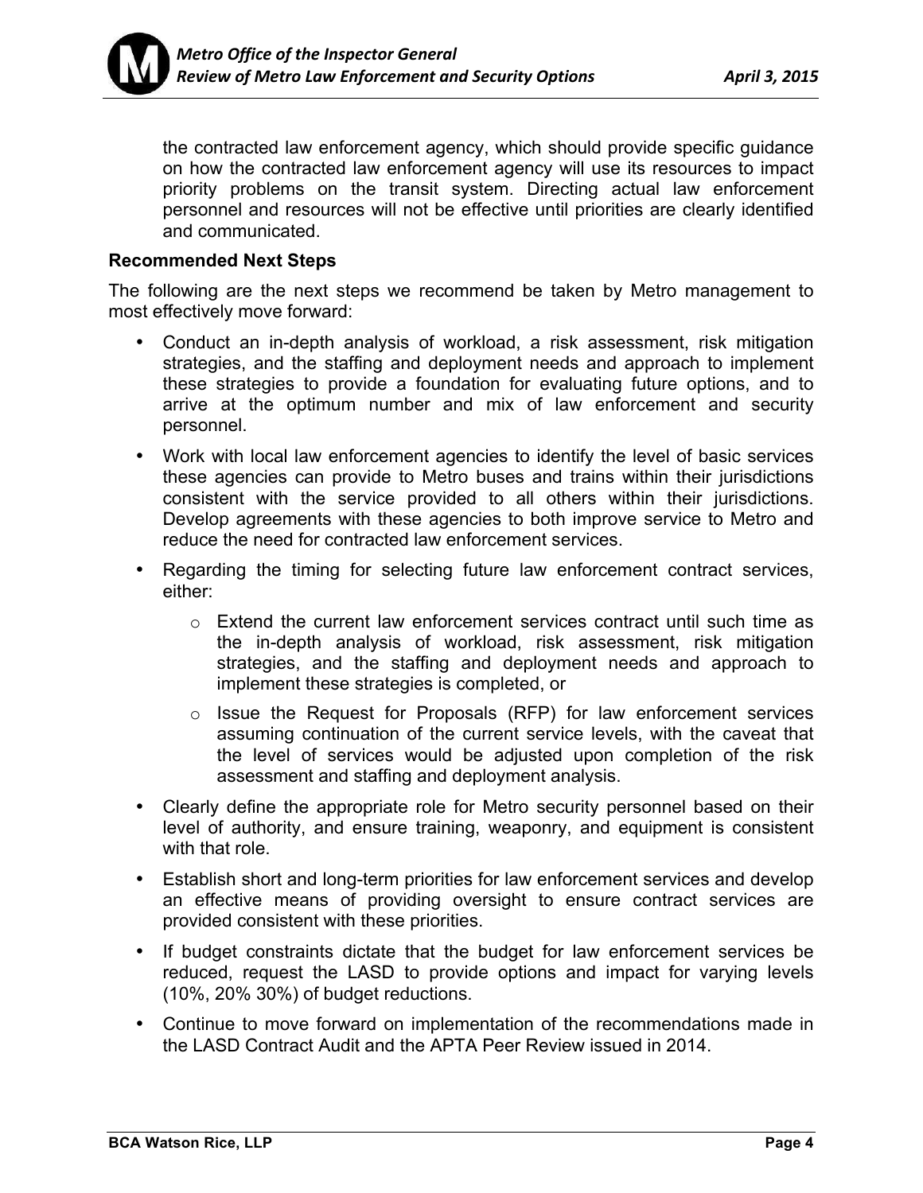the contracted law enforcement agency, which should provide specific guidance on how the contracted law enforcement agency will use its resources to impact priority problems on the transit system. Directing actual law enforcement personnel and resources will not be effective until priorities are clearly identified and communicated.

**Recommended Next Steps**

The following are the next steps we recommend be taken by Metro management to most effectively move forward:

- Conduct an in-depth analysis of workload, a risk assessment, risk mitigation strategies, and the staffing and deployment needs and approach to implement these strategies to provide a foundation for evaluating future options, and to arrive at the optimum number and mix of law enforcement and security personnel.
- Work with local law enforcement agencies to identify the level of basic services these agencies can provide to Metro buses and trains within their jurisdictions consistent with the service provided to all others within their jurisdictions. Develop agreements with these agencies to both improve service to Metro and reduce the need for contracted law enforcement services.
- Regarding the timing for selecting future law enforcement contract services, either:
    - Extend the current law enforcement services contract until such time as the in-depth analysis of workload, risk assessment, risk mitigation strategies, and the staffing and deployment needs and approach to implement these strategies is completed, or
    - Issue the Request for Proposals (RFP) for law enforcement services assuming continuation of the current service levels, with the caveat that the level of services would be adjusted upon completion of the risk assessment and staffing and deployment analysis.
- Clearly define the appropriate role for Metro security personnel based on their level of authority, and ensure training, weaponry, and equipment is consistent with that role.
- Establish short and long-term priorities for law enforcement services and develop an effective means of providing oversight to ensure contract services are provided consistent with these priorities.
- If budget constraints dictate that the budget for law enforcement services be reduced, request the LASD to provide options and impact for varying levels (10%, 20% 30%) of budget reductions.
- Continue to move forward on implementation of the recommendations made in the LASD Contract Audit and the APTA Peer Review issued in 2014.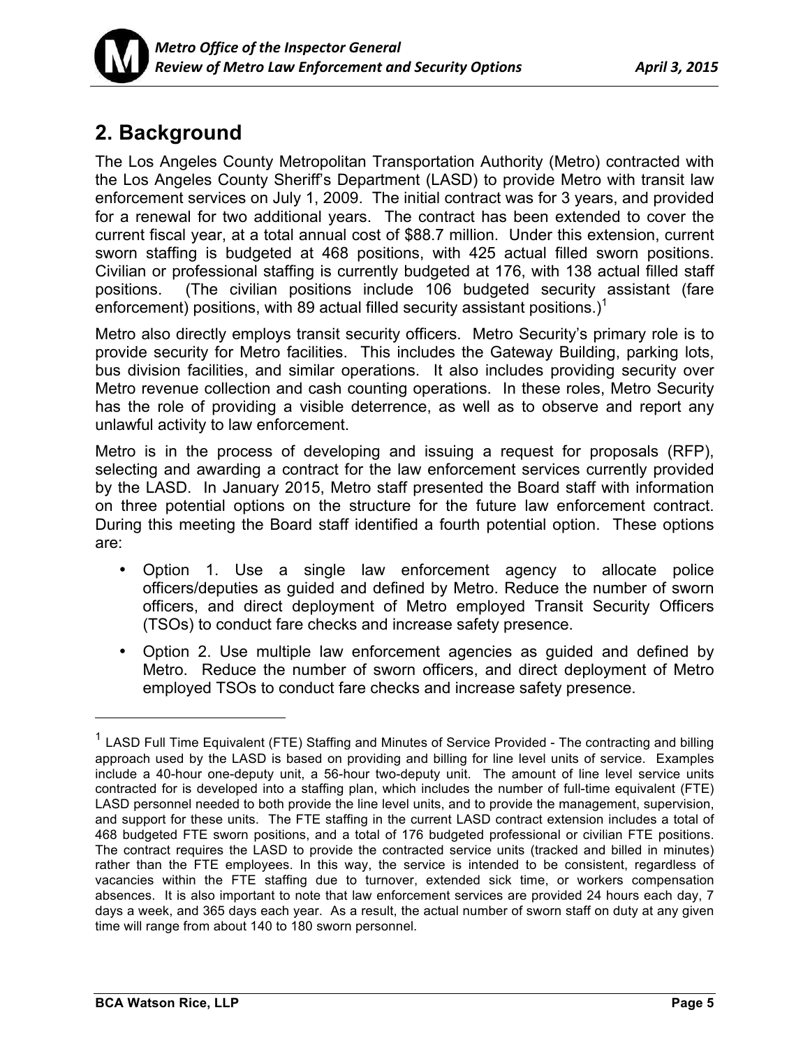## 2. Background

The Los Angeles County Metropolitan Transportation Authority (Metro) contracted with the Los Angeles County Sheriff's Department (LASD) to provide Metro with transit law enforcement services on July 1, 2009. The initial contract was for 3 years, and provided for a renewal for two additional years. The contract has been extended to cover the current fiscal year, at a total annual cost of $88.7 million. Under this extension, current sworn staffing is budgeted at 468 positions, with 425 actual filled sworn positions. Civilian or professional staffing is currently budgeted at 176, with 138 actual filled staff positions. (The civilian positions include 106 budgeted security assistant (fare enforcement) positions, with 89 actual filled security assistant positions.)[1]

Metro also directly employs transit security officers. Metro Security's primary role is to provide security for Metro facilities. This includes the Gateway Building, parking lots, bus division facilities, and similar operations. It also includes providing security over Metro revenue collection and cash counting operations. In these roles, Metro Security has the role of providing a visible deterrence, as well as to observe and report any unlawful activity to law enforcement.

Metro is in the process of developing and issuing a request for proposals (RFP), selecting and awarding a contract for the law enforcement services currently provided by the LASD. In January 2015, Metro staff presented the Board staff with information on three potential options on the structure for the future law enforcement contract. During this meeting the Board staff identified a fourth potential option. These options are:

- Option 1. Use a single law enforcement agency to allocate police officers/deputies as guided and defined by Metro. Reduce the number of sworn officers, and direct deployment of Metro employed Transit Security Officers (TSOs) to conduct fare checks and increase safety presence.
- Option 2. Use multiple law enforcement agencies as guided and defined by Metro. Reduce the number of sworn officers, and direct deployment of Metro employed TSOs to conduct fare checks and increase safety presence.

---

[1] LASD Full Time Equivalent (FTE) Staffing and Minutes of Service Provided - The contracting and billing approach used by the LASD is based on providing and billing for line level units of service. Examples include a 40-hour one-deputy unit, a 56-hour two-deputy unit. The amount of line level service units contracted for is developed into a staffing plan, which includes the number of full-time equivalent (FTE) LASD personnel needed to both provide the line level units, and to provide the management, supervision, and support for these units. The FTE staffing in the current LASD contract extension includes a total of 468 budgeted FTE sworn positions, and a total of 176 budgeted professional or civilian FTE positions. The contract requires the LASD to provide the contracted service units (tracked and billed in minutes) rather than the FTE employees. In this way, the service is intended to be consistent, regardless of vacancies within the FTE staffing due to turnover, extended sick time, or workers compensation absences. It is also important to note that law enforcement services are provided 24 hours each day, 7 days a week, and 365 days each year. As a result, the actual number of sworn staff on duty at any given time will range from about 140 to 180 sworn personnel.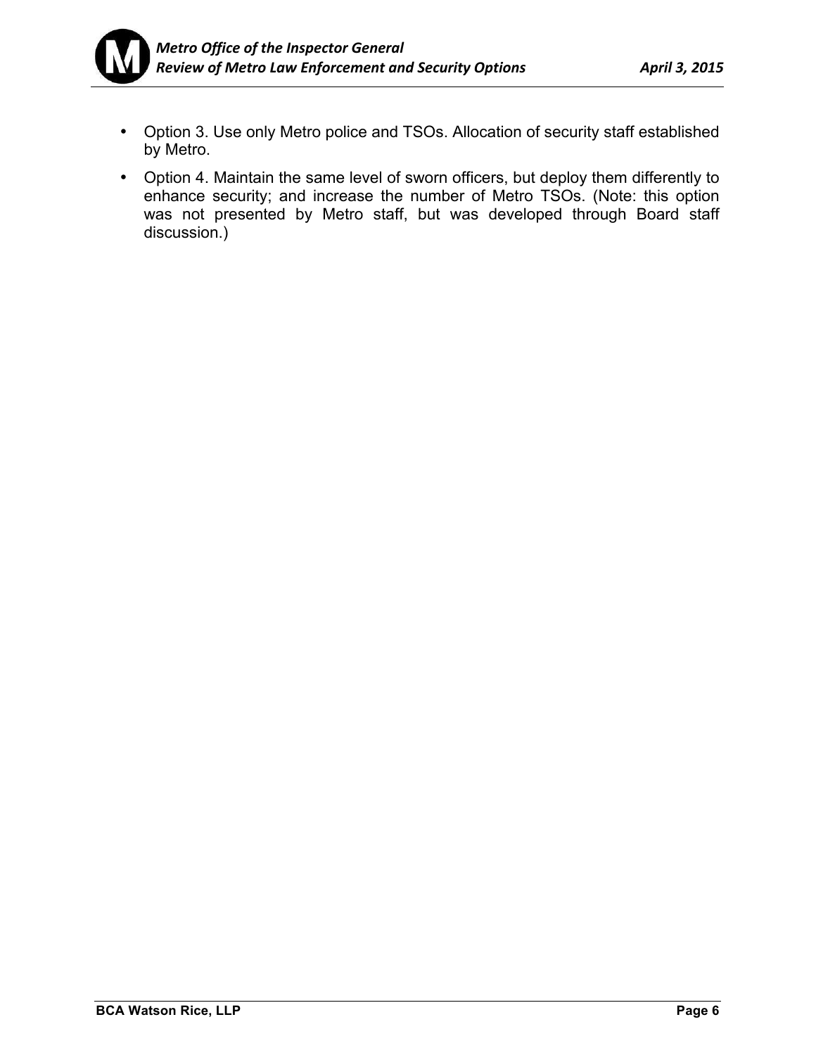- Option 3. Use only Metro police and TSOs. Allocation of security staff established by Metro.
- Option 4. Maintain the same level of sworn officers, but deploy them differently to enhance security; and increase the number of Metro TSOs. (Note: this option was not presented by Metro staff, but was developed through Board staff discussion.)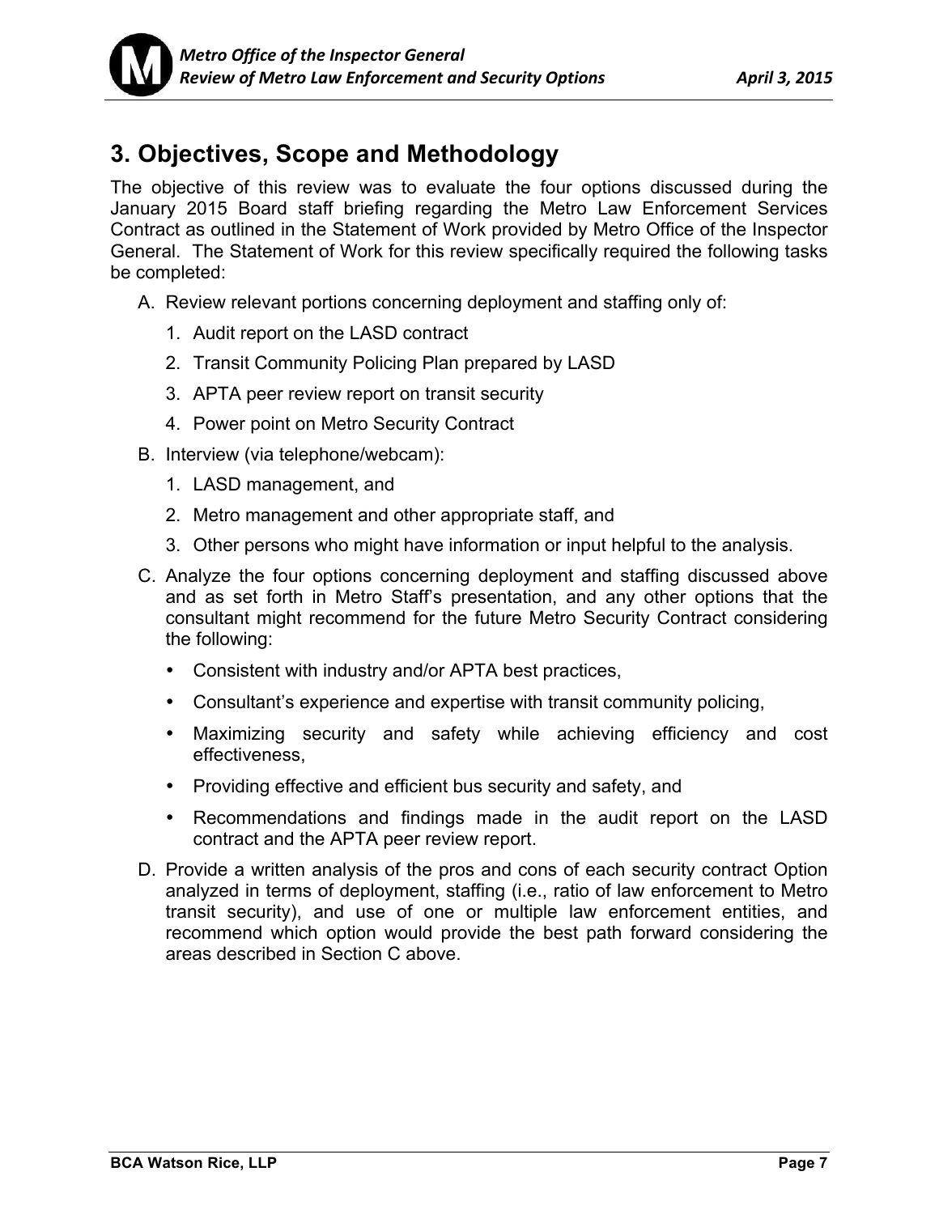## 3. Objectives, Scope and Methodology

The objective of this review was to evaluate the four options discussed during the January 2015 Board staff briefing regarding the Metro Law Enforcement Services Contract as outlined in the Statement of Work provided by Metro Office of the Inspector General. The Statement of Work for this review specifically required the following tasks be completed:

A. Review relevant portions concerning deployment and staffing only of:
   1. Audit report on the LASD contract
   2. Transit Community Policing Plan prepared by LASD
   3. APTA peer review report on transit security
   4. Power point on Metro Security Contract

B. Interview (via telephone/webcam):
   1. LASD management, and
   2. Metro management and other appropriate staff, and
   3. Other persons who might have information or input helpful to the analysis.

C. Analyze the four options concerning deployment and staffing discussed above and as set forth in Metro Staff's presentation, and any other options that the consultant might recommend for the future Metro Security Contract considering the following:
   - Consistent with industry and/or APTA best practices,
   - Consultant's experience and expertise with transit community policing,
   - Maximizing security and safety while achieving efficiency and cost effectiveness,
   - Providing effective and efficient bus security and safety, and
   - Recommendations and findings made in the audit report on the LASD contract and the APTA peer review report.

D. Provide a written analysis of the pros and cons of each security contract Option analyzed in terms of deployment, staffing (i.e., ratio of law enforcement to Metro transit security), and use of one or multiple law enforcement entities, and recommend which option would provide the best path forward considering the areas described in Section C above.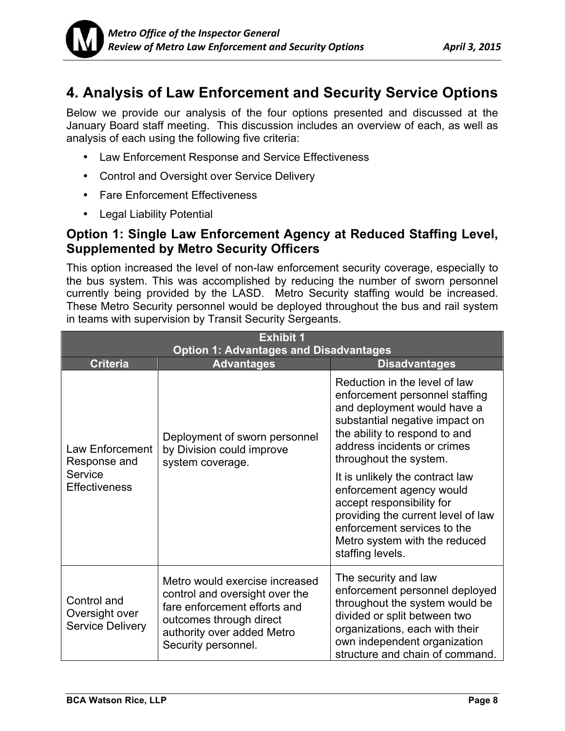## 4. Analysis of Law Enforcement and Security Service Options

Below we provide our analysis of the four options presented and discussed at the January Board staff meeting. This discussion includes an overview of each, as well as analysis of each using the following five criteria:

- Law Enforcement Response and Service Effectiveness
- Control and Oversight over Service Delivery
- Fare Enforcement Effectiveness
- Legal Liability Potential

### Option 1: Single Law Enforcement Agency at Reduced Staffing Level, Supplemented by Metro Security Officers

This option increased the level of non-law enforcement security coverage, especially to the bus system. This was accomplished by reducing the number of sworn personnel currently being provided by the LASD. Metro Security staffing would be increased. These Metro Security personnel would be deployed throughout the bus and rail system in teams with supervision by Transit Security Sergeants.

| Exhibit 1<br>Option 1: Advantages and Disadvantages | | |
|---|---|---|
| **Criteria** | **Advantages** | **Disadvantages** |
| Law Enforcement Response and Service Effectiveness | Deployment of sworn personnel by Division could improve system coverage. | Reduction in the level of law enforcement personnel staffing and deployment would have a substantial negative impact on the ability to respond to and address incidents or crimes throughout the system.<br><br>It is unlikely the contract law enforcement agency would accept responsibility for providing the current level of law enforcement services to the Metro system with the reduced staffing levels. |
| Control and Oversight over Service Delivery | Metro would exercise increased control and oversight over the fare enforcement efforts and outcomes through direct authority over added Metro Security personnel. | The security and law enforcement personnel deployed throughout the system would be divided or split between two organizations, each with their own independent organization structure and chain of command. |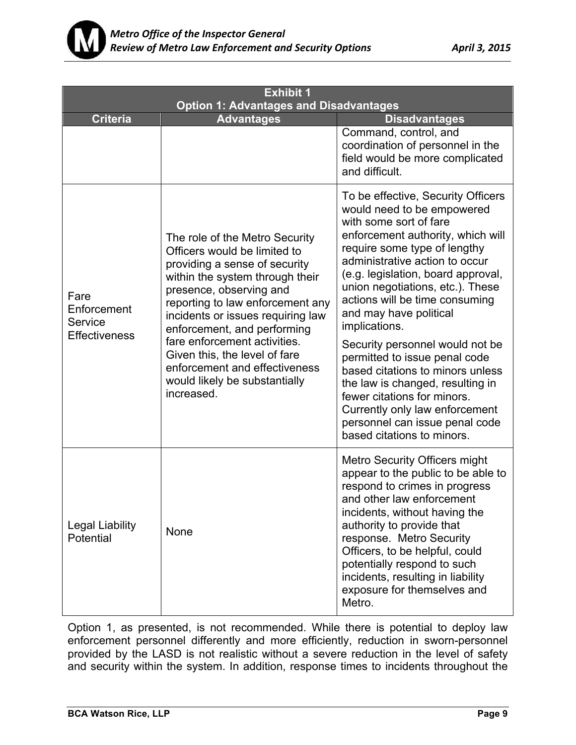| Exhibit 1<br>Option 1: Advantages and Disadvantages | | |
|---|---|---|
| **Criteria** | **Advantages** | **Disadvantages** |
| | | Command, control, and coordination of personnel in the field would be more complicated and difficult. |
| Fare Enforcement Service Effectiveness | The role of the Metro Security Officers would be limited to providing a sense of security within the system through their presence, observing and reporting to law enforcement any incidents or issues requiring law enforcement, and performing fare enforcement activities. Given this, the level of fare enforcement and effectiveness would likely be substantially increased. | To be effective, Security Officers would need to be empowered with some sort of fare enforcement authority, which will require some type of lengthy administrative action to occur (e.g. legislation, board approval, union negotiations, etc.). These actions will be time consuming and may have political implications.<br><br>Security personnel would not be permitted to issue penal code based citations to minors unless the law is changed, resulting in fewer citations for minors. Currently only law enforcement personnel can issue penal code based citations to minors. |
| Legal Liability Potential | None | Metro Security Officers might appear to the public to be able to respond to crimes in progress and other law enforcement incidents, without having the authority to provide that response. Metro Security Officers, to be helpful, could potentially respond to such incidents, resulting in liability exposure for themselves and Metro. |

Option 1, as presented, is not recommended. While there is potential to deploy law enforcement personnel differently and more efficiently, reduction in sworn-personnel provided by the LASD is not realistic without a severe reduction in the level of safety and security within the system. In addition, response times to incidents throughout the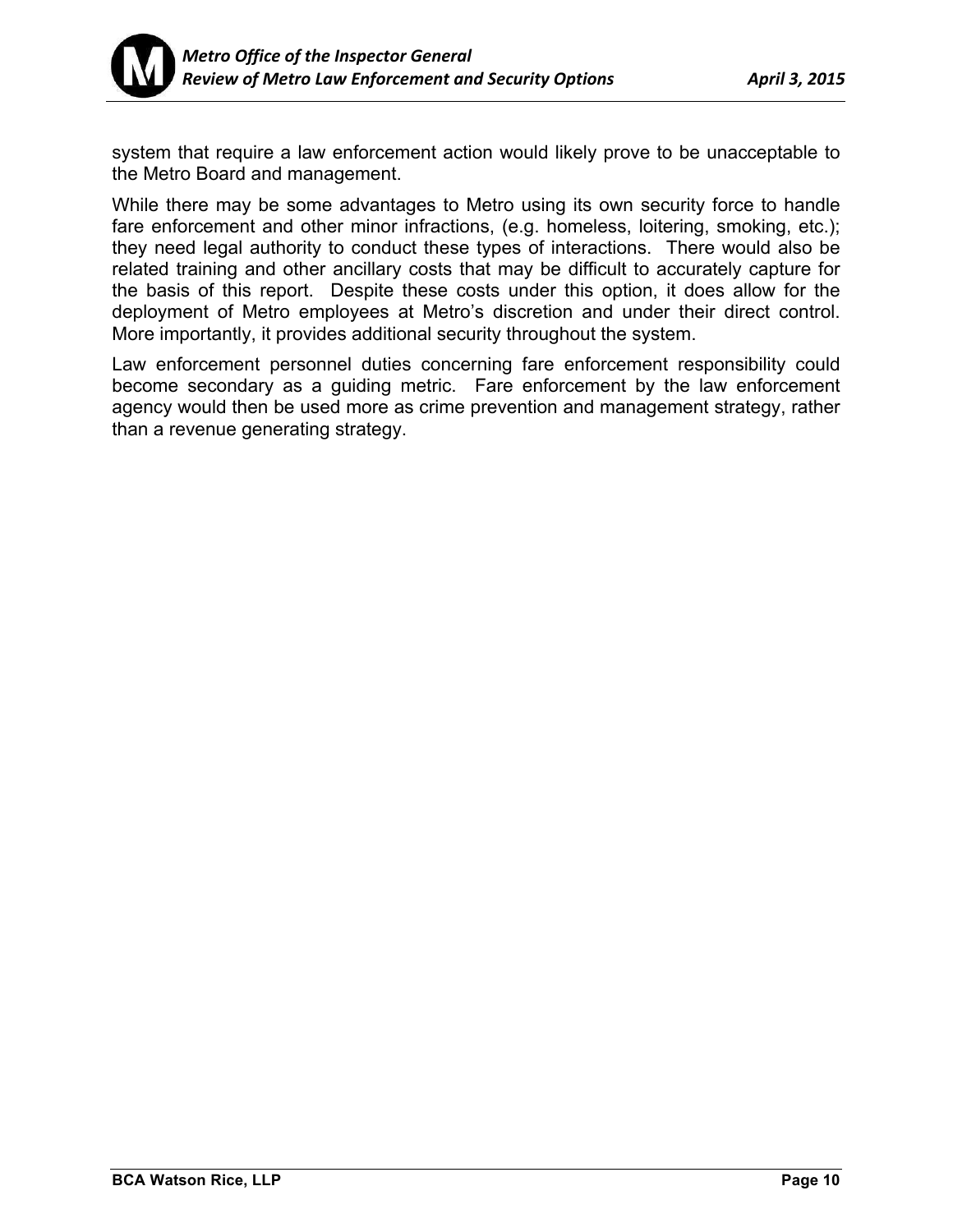system that require a law enforcement action would likely prove to be unacceptable to the Metro Board and management.

While there may be some advantages to Metro using its own security force to handle fare enforcement and other minor infractions, (e.g. homeless, loitering, smoking, etc.); they need legal authority to conduct these types of interactions. There would also be related training and other ancillary costs that may be difficult to accurately capture for the basis of this report. Despite these costs under this option, it does allow for the deployment of Metro employees at Metro's discretion and under their direct control. More importantly, it provides additional security throughout the system.

Law enforcement personnel duties concerning fare enforcement responsibility could become secondary as a guiding metric. Fare enforcement by the law enforcement agency would then be used more as crime prevention and management strategy, rather than a revenue generating strategy.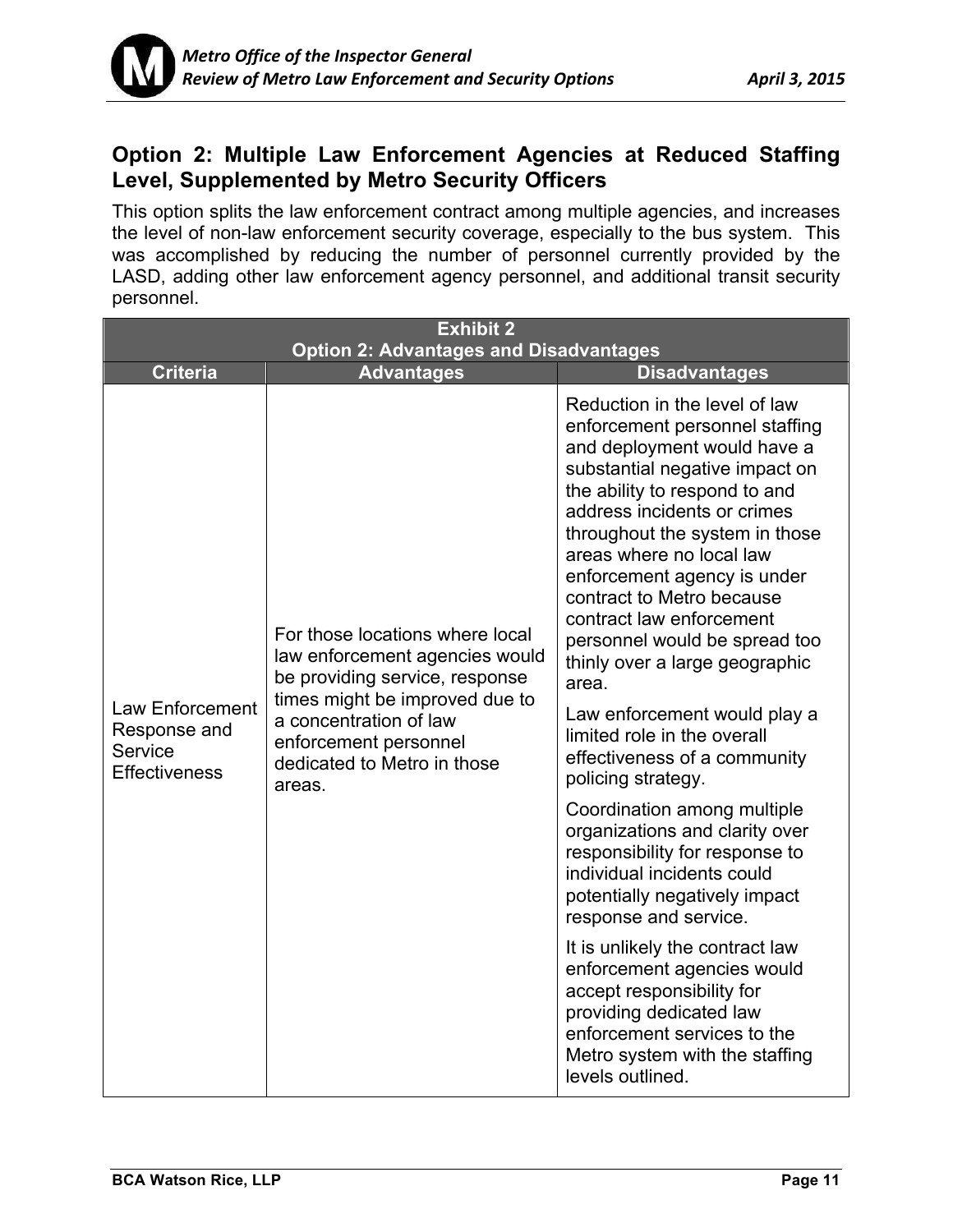## Option 2: Multiple Law Enforcement Agencies at Reduced Staffing Level, Supplemented by Metro Security Officers

This option splits the law enforcement contract among multiple agencies, and increases the level of non-law enforcement security coverage, especially to the bus system. This was accomplished by reducing the number of personnel currently provided by the LASD, adding other law enforcement agency personnel, and additional transit security personnel.

| Exhibit 2<br>Option 2: Advantages and Disadvantages | | |
|---|---|---|
| **Criteria** | **Advantages** | **Disadvantages** |
| Law Enforcement Response and Service Effectiveness | For those locations where local law enforcement agencies would be providing service, response times might be improved due to a concentration of law enforcement personnel dedicated to Metro in those areas. | Reduction in the level of law enforcement personnel staffing and deployment would have a substantial negative impact on the ability to respond to and address incidents or crimes throughout the system in those areas where no local law enforcement agency is under contract to Metro because contract law enforcement personnel would be spread too thinly over a large geographic area.<br><br>Law enforcement would play a limited role in the overall effectiveness of a community policing strategy.<br><br>Coordination among multiple organizations and clarity over responsibility for response to individual incidents could potentially negatively impact response and service.<br><br>It is unlikely the contract law enforcement agencies would accept responsibility for providing dedicated law enforcement services to the Metro system with the staffing levels outlined. |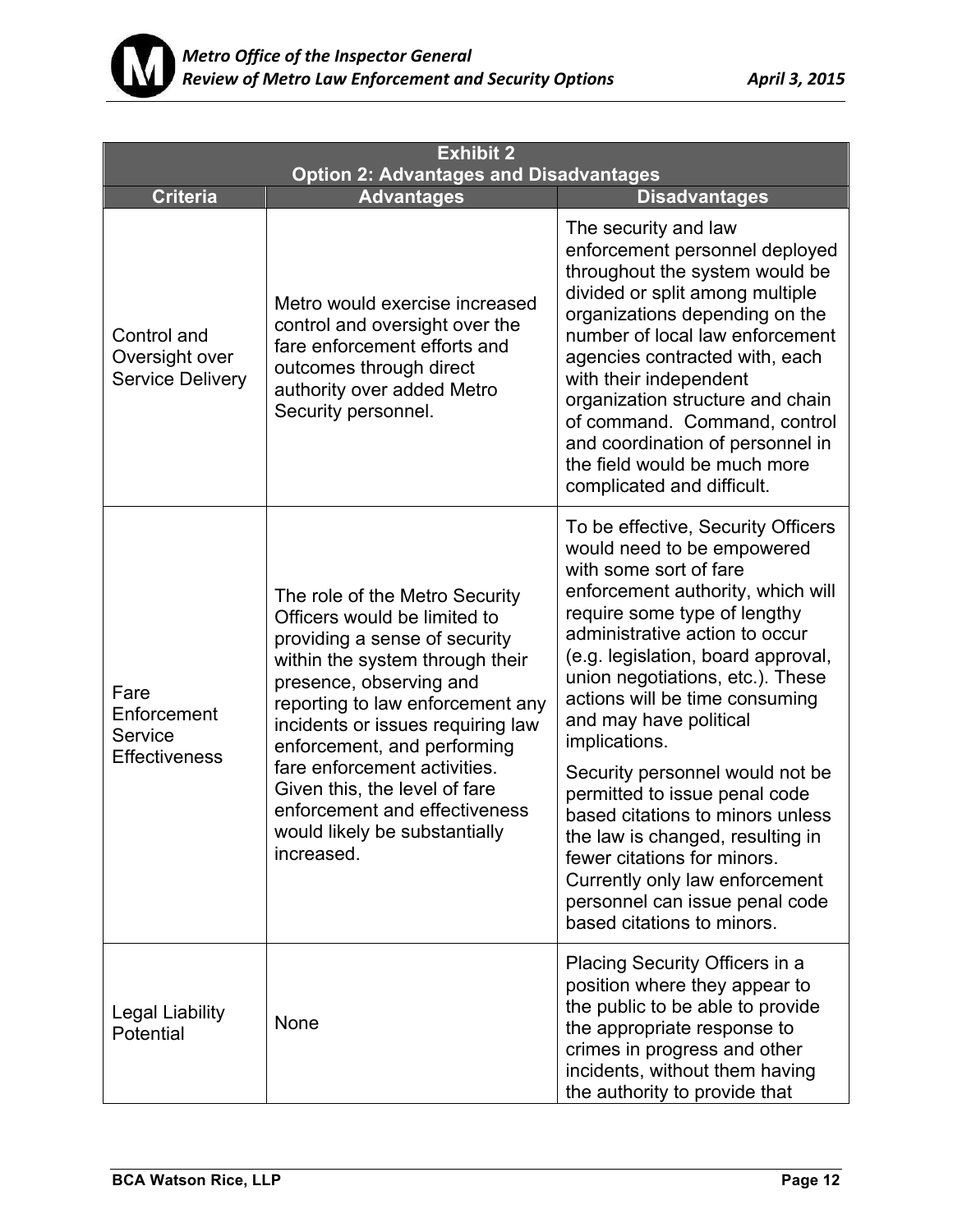| Exhibit 2<br>Option 2: Advantages and Disadvantages | | |
|---|---|---|
| **Criteria** | **Advantages** | **Disadvantages** |
| Control and Oversight over Service Delivery | Metro would exercise increased control and oversight over the fare enforcement efforts and outcomes through direct authority over added Metro Security personnel. | The security and law enforcement personnel deployed throughout the system would be divided or split among multiple organizations depending on the number of local law enforcement agencies contracted with, each with their independent organization structure and chain of command. Command, control and coordination of personnel in the field would be much more complicated and difficult. |
| Fare Enforcement Service Effectiveness | The role of the Metro Security Officers would be limited to providing a sense of security within the system through their presence, observing and reporting to law enforcement any incidents or issues requiring law enforcement, and performing fare enforcement activities. Given this, the level of fare enforcement and effectiveness would likely be substantially increased. | To be effective, Security Officers would need to be empowered with some sort of fare enforcement authority, which will require some type of lengthy administrative action to occur (e.g. legislation, board approval, union negotiations, etc.). These actions will be time consuming and may have political implications.<br><br>Security personnel would not be permitted to issue penal code based citations to minors unless the law is changed, resulting in fewer citations for minors. Currently only law enforcement personnel can issue penal code based citations to minors. |
| Legal Liability Potential | None | Placing Security Officers in a position where they appear to the public to be able to provide the appropriate response to crimes in progress and other incidents, without them having the authority to provide that |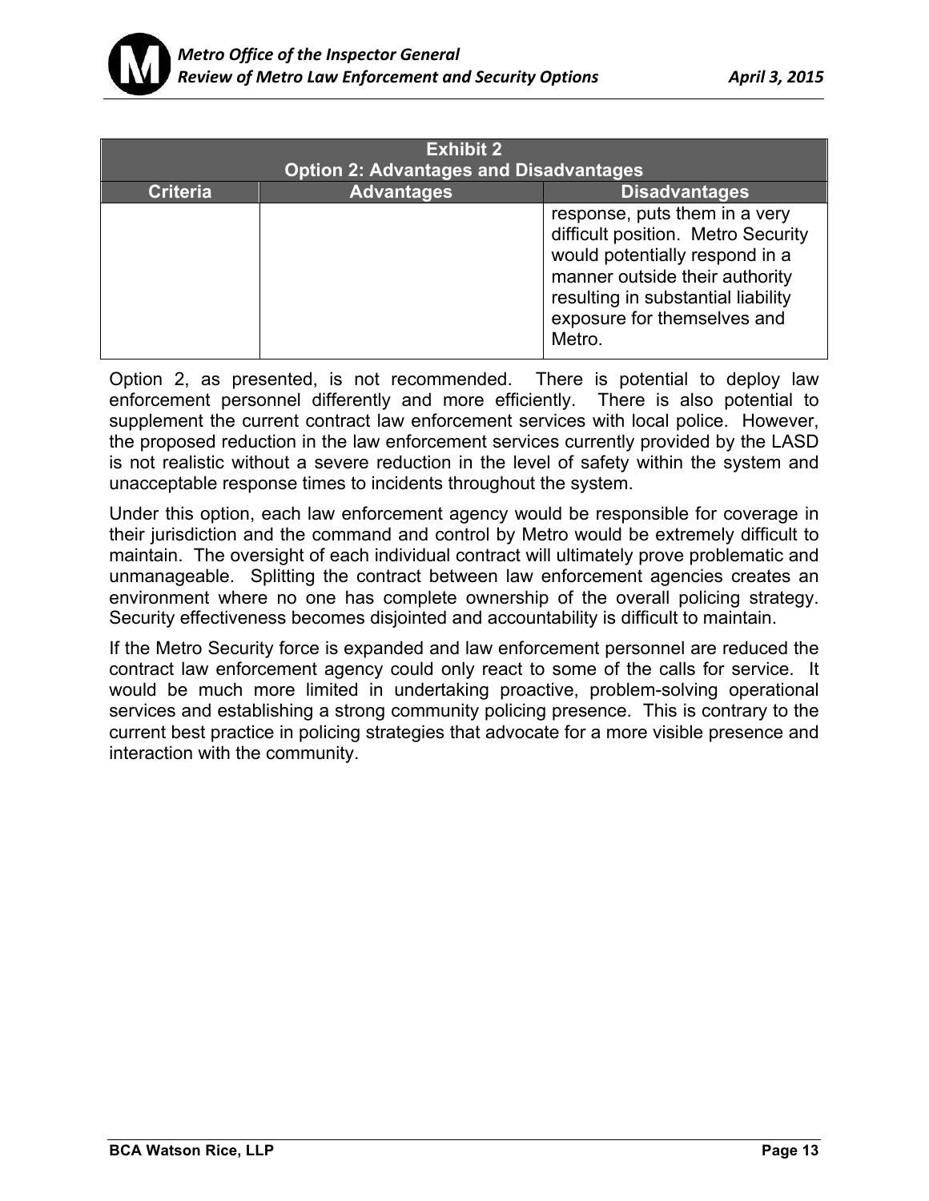| Exhibit 2<br>Option 2: Advantages and Disadvantages | | |
|---|---|---|
| **Criteria** | **Advantages** | **Disadvantages** |
| | | response, puts them in a very difficult position. Metro Security would potentially respond in a manner outside their authority resulting in substantial liability exposure for themselves and Metro. |

Option 2, as presented, is not recommended. There is potential to deploy law enforcement personnel differently and more efficiently. There is also potential to supplement the current contract law enforcement services with local police. However, the proposed reduction in the law enforcement services currently provided by the LASD is not realistic without a severe reduction in the level of safety within the system and unacceptable response times to incidents throughout the system.

Under this option, each law enforcement agency would be responsible for coverage in their jurisdiction and the command and control by Metro would be extremely difficult to maintain. The oversight of each individual contract will ultimately prove problematic and unmanageable. Splitting the contract between law enforcement agencies creates an environment where no one has complete ownership of the overall policing strategy. Security effectiveness becomes disjointed and accountability is difficult to maintain.

If the Metro Security force is expanded and law enforcement personnel are reduced the contract law enforcement agency could only react to some of the calls for service. It would be much more limited in undertaking proactive, problem-solving operational services and establishing a strong community policing presence. This is contrary to the current best practice in policing strategies that advocate for a more visible presence and interaction with the community.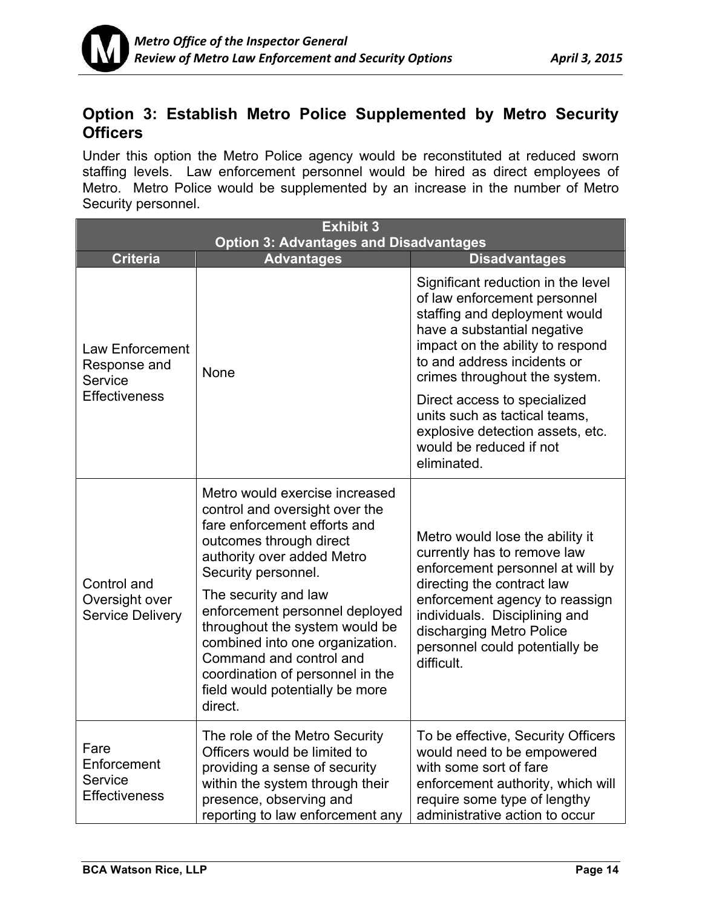## Option 3: Establish Metro Police Supplemented by Metro Security Officers

Under this option the Metro Police agency would be reconstituted at reduced sworn staffing levels. Law enforcement personnel would be hired as direct employees of Metro. Metro Police would be supplemented by an increase in the number of Metro Security personnel.

| Exhibit 3<br>Option 3: Advantages and Disadvantages | | |
|---|---|---|
| **Criteria** | **Advantages** | **Disadvantages** |
| Law Enforcement Response and Service Effectiveness | None | Significant reduction in the level of law enforcement personnel staffing and deployment would have a substantial negative impact on the ability to respond to and address incidents or crimes throughout the system.<br><br>Direct access to specialized units such as tactical teams, explosive detection assets, etc. would be reduced if not eliminated. |
| Control and Oversight over Service Delivery | Metro would exercise increased control and oversight over the fare enforcement efforts and outcomes through direct authority over added Metro Security personnel.<br><br>The security and law enforcement personnel deployed throughout the system would be combined into one organization. Command and control and coordination of personnel in the field would potentially be more direct. | Metro would lose the ability it currently has to remove law enforcement personnel at will by directing the contract law enforcement agency to reassign individuals. Disciplining and discharging Metro Police personnel could potentially be difficult. |
| Fare Enforcement Service Effectiveness | The role of the Metro Security Officers would be limited to providing a sense of security within the system through their presence, observing and reporting to law enforcement any | To be effective, Security Officers would need to be empowered with some sort of fare enforcement authority, which will require some type of lengthy administrative action to occur |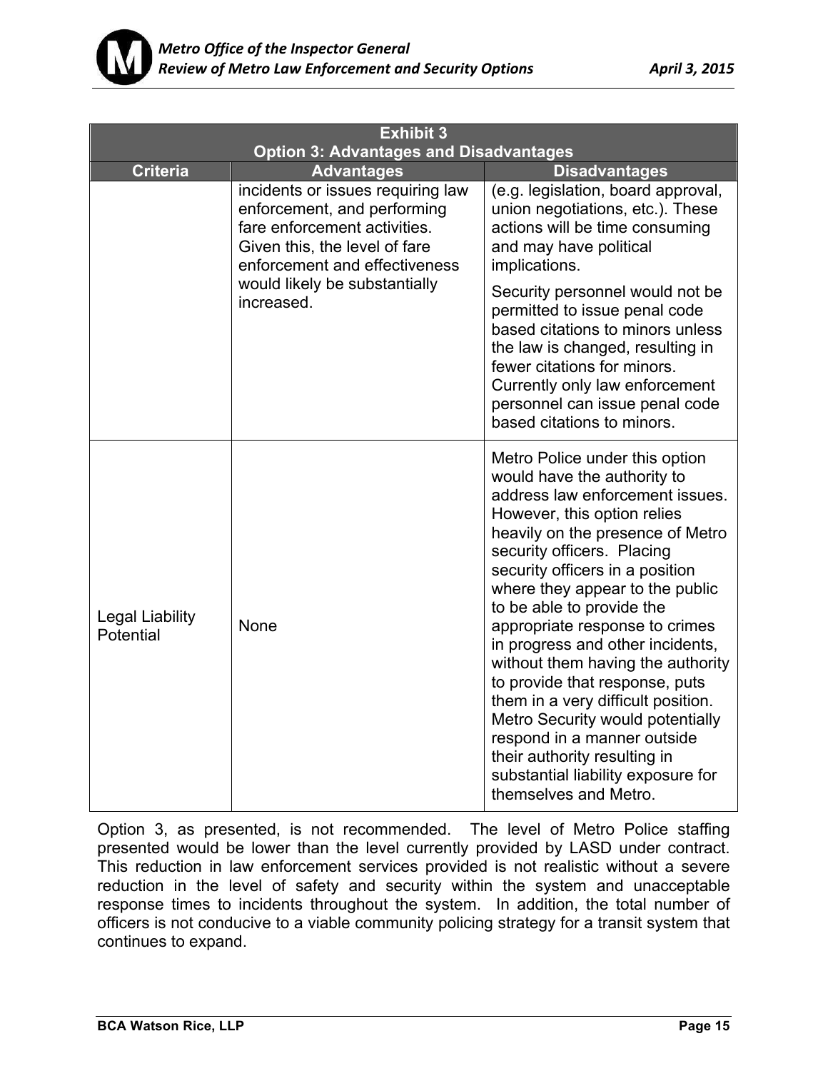| Exhibit 3<br>Option 3: Advantages and Disadvantages | | |
|---|---|---|
| **Criteria** | **Advantages** | **Disadvantages** |
| | incidents or issues requiring law enforcement, and performing fare enforcement activities. Given this, the level of fare enforcement and effectiveness would likely be substantially increased. | (e.g. legislation, board approval, union negotiations, etc.). These actions will be time consuming and may have political implications.<br><br>Security personnel would not be permitted to issue penal code based citations to minors unless the law is changed, resulting in fewer citations for minors. Currently only law enforcement personnel can issue penal code based citations to minors. |
| Legal Liability Potential | None | Metro Police under this option would have the authority to address law enforcement issues. However, this option relies heavily on the presence of Metro security officers. Placing security officers in a position where they appear to the public to be able to provide the appropriate response to crimes in progress and other incidents, without them having the authority to provide that response, puts them in a very difficult position. Metro Security would potentially respond in a manner outside their authority resulting in substantial liability exposure for themselves and Metro. |

Option 3, as presented, is not recommended. The level of Metro Police staffing presented would be lower than the level currently provided by LASD under contract. This reduction in law enforcement services provided is not realistic without a severe reduction in the level of safety and security within the system and unacceptable response times to incidents throughout the system. In addition, the total number of officers is not conducive to a viable community policing strategy for a transit system that continues to expand.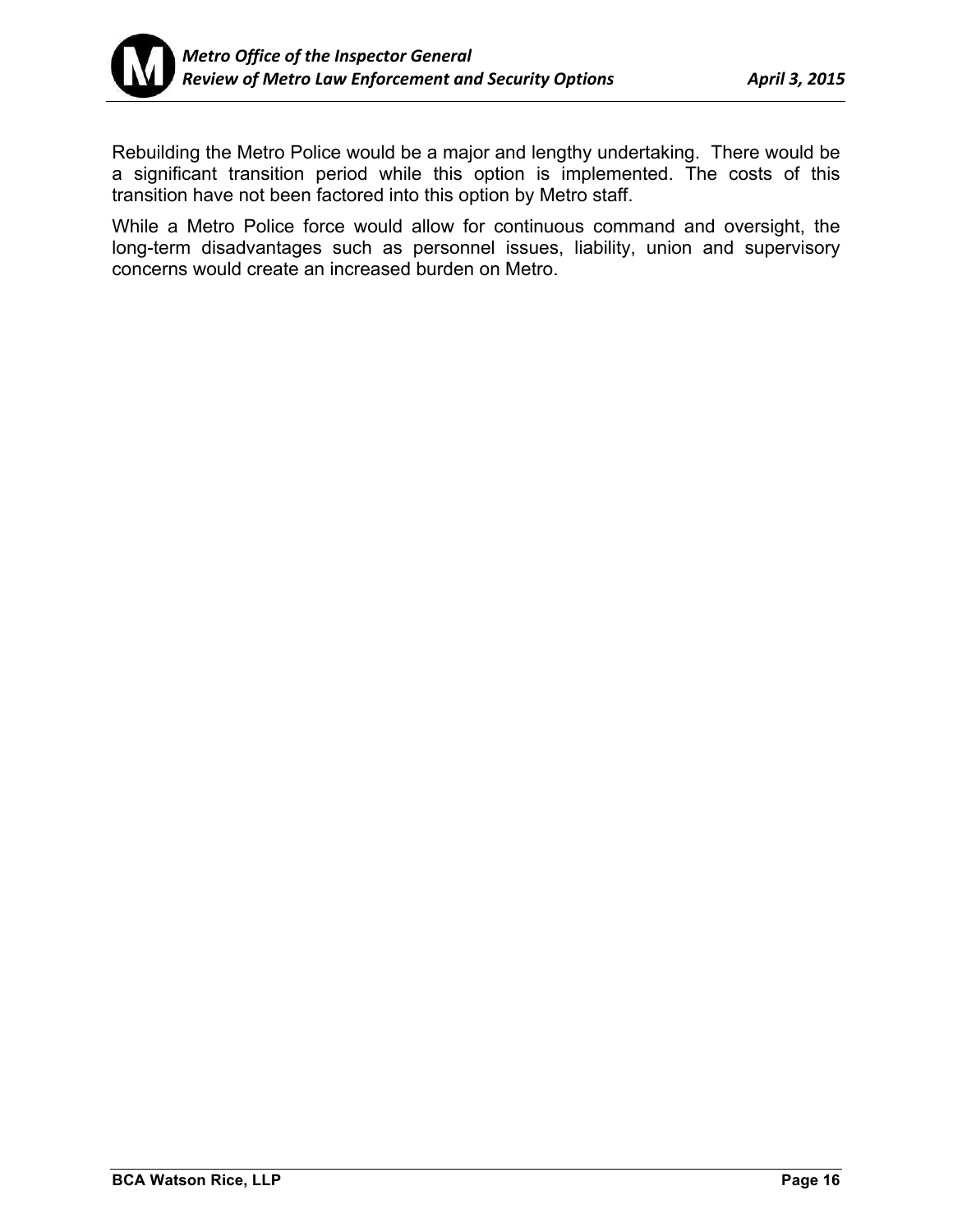Rebuilding the Metro Police would be a major and lengthy undertaking. There would be a significant transition period while this option is implemented. The costs of this transition have not been factored into this option by Metro staff.

While a Metro Police force would allow for continuous command and oversight, the long-term disadvantages such as personnel issues, liability, union and supervisory concerns would create an increased burden on Metro.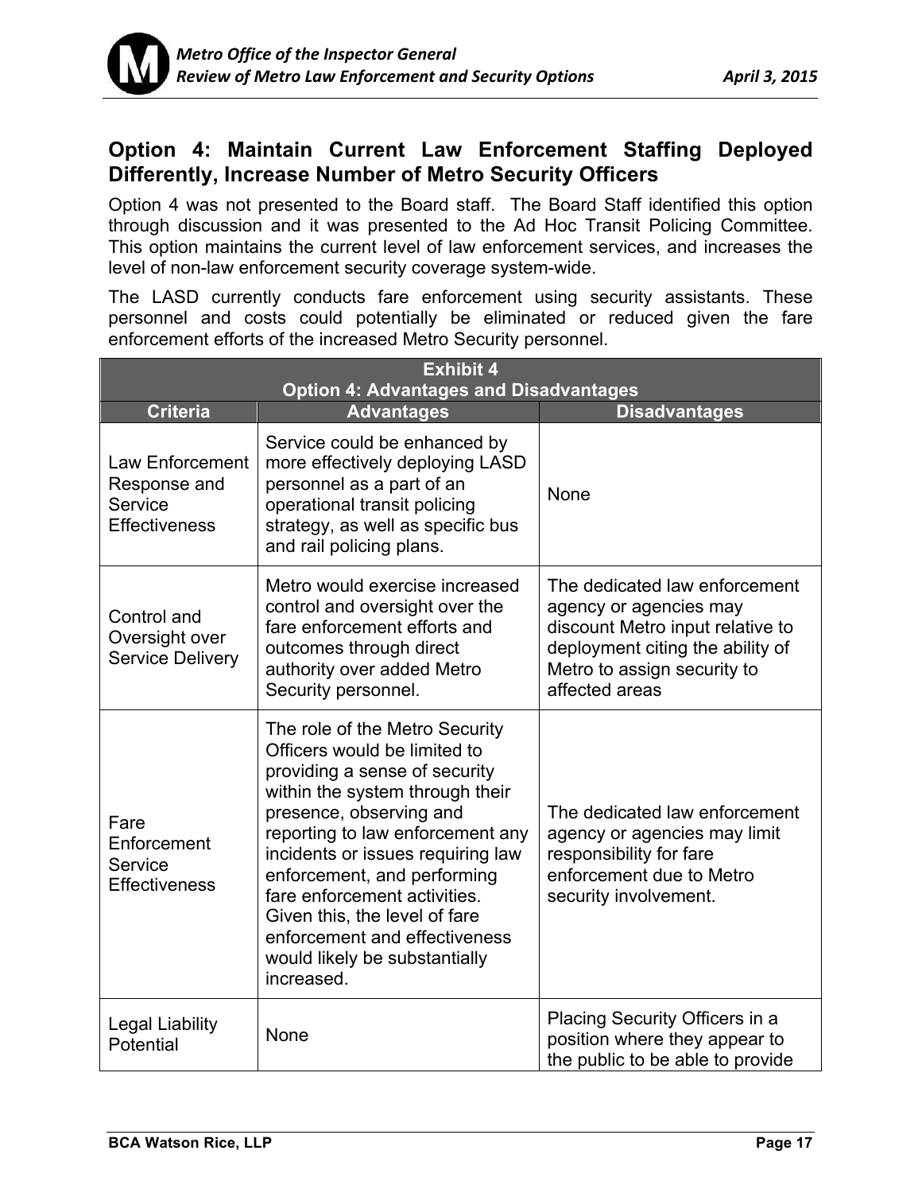## Option 4: Maintain Current Law Enforcement Staffing Deployed Differently, Increase Number of Metro Security Officers

Option 4 was not presented to the Board staff. The Board Staff identified this option through discussion and it was presented to the Ad Hoc Transit Policing Committee. This option maintains the current level of law enforcement services, and increases the level of non-law enforcement security coverage system-wide.

The LASD currently conducts fare enforcement using security assistants. These personnel and costs could potentially be eliminated or reduced given the fare enforcement efforts of the increased Metro Security personnel.

| Exhibit 4<br>Option 4: Advantages and Disadvantages | | |
|---|---|---|
| **Criteria** | **Advantages** | **Disadvantages** |
| Law Enforcement Response and Service Effectiveness | Service could be enhanced by more effectively deploying LASD personnel as a part of an operational transit policing strategy, as well as specific bus and rail policing plans. | None |
| Control and Oversight over Service Delivery | Metro would exercise increased control and oversight over the fare enforcement efforts and outcomes through direct authority over added Metro Security personnel. | The dedicated law enforcement agency or agencies may discount Metro input relative to deployment citing the ability of Metro to assign security to affected areas |
| Fare Enforcement Service Effectiveness | The role of the Metro Security Officers would be limited to providing a sense of security within the system through their presence, observing and reporting to law enforcement any incidents or issues requiring law enforcement, and performing fare enforcement activities. Given this, the level of fare enforcement and effectiveness would likely be substantially increased. | The dedicated law enforcement agency or agencies may limit responsibility for fare enforcement due to Metro security involvement. |
| Legal Liability Potential | None | Placing Security Officers in a position where they appear to the public to be able to provide |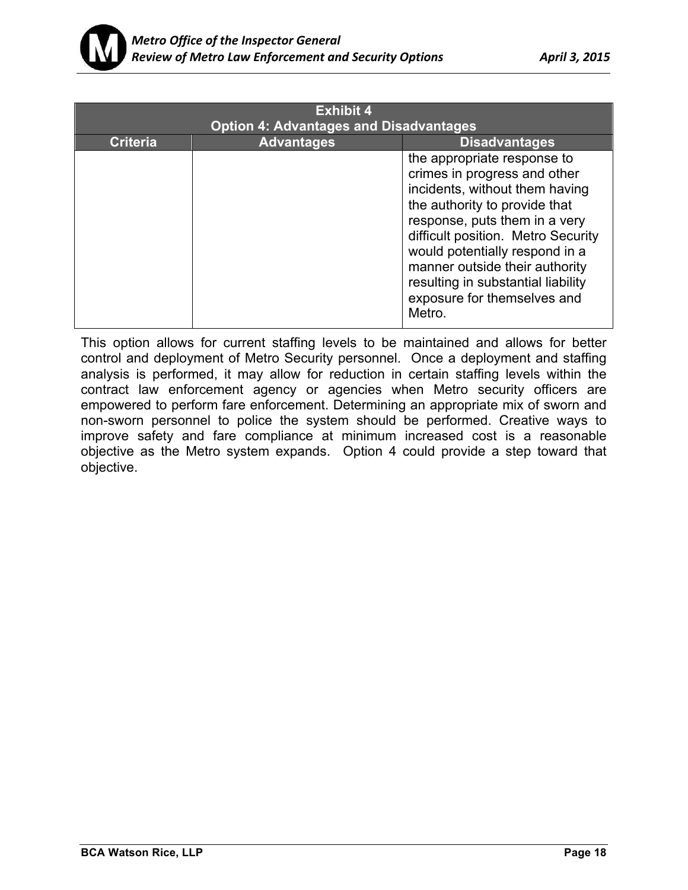| Exhibit 4<br>Option 4: Advantages and Disadvantages | | |
|---|---|---|
| **Criteria** | **Advantages** | **Disadvantages** |
| | | the appropriate response to crimes in progress and other incidents, without them having the authority to provide that response, puts them in a very difficult position. Metro Security would potentially respond in a manner outside their authority resulting in substantial liability exposure for themselves and Metro. |

This option allows for current staffing levels to be maintained and allows for better control and deployment of Metro Security personnel. Once a deployment and staffing analysis is performed, it may allow for reduction in certain staffing levels within the contract law enforcement agency or agencies when Metro security officers are empowered to perform fare enforcement. Determining an appropriate mix of sworn and non-sworn personnel to police the system should be performed. Creative ways to improve safety and fare compliance at minimum increased cost is a reasonable objective as the Metro system expands. Option 4 could provide a step toward that objective.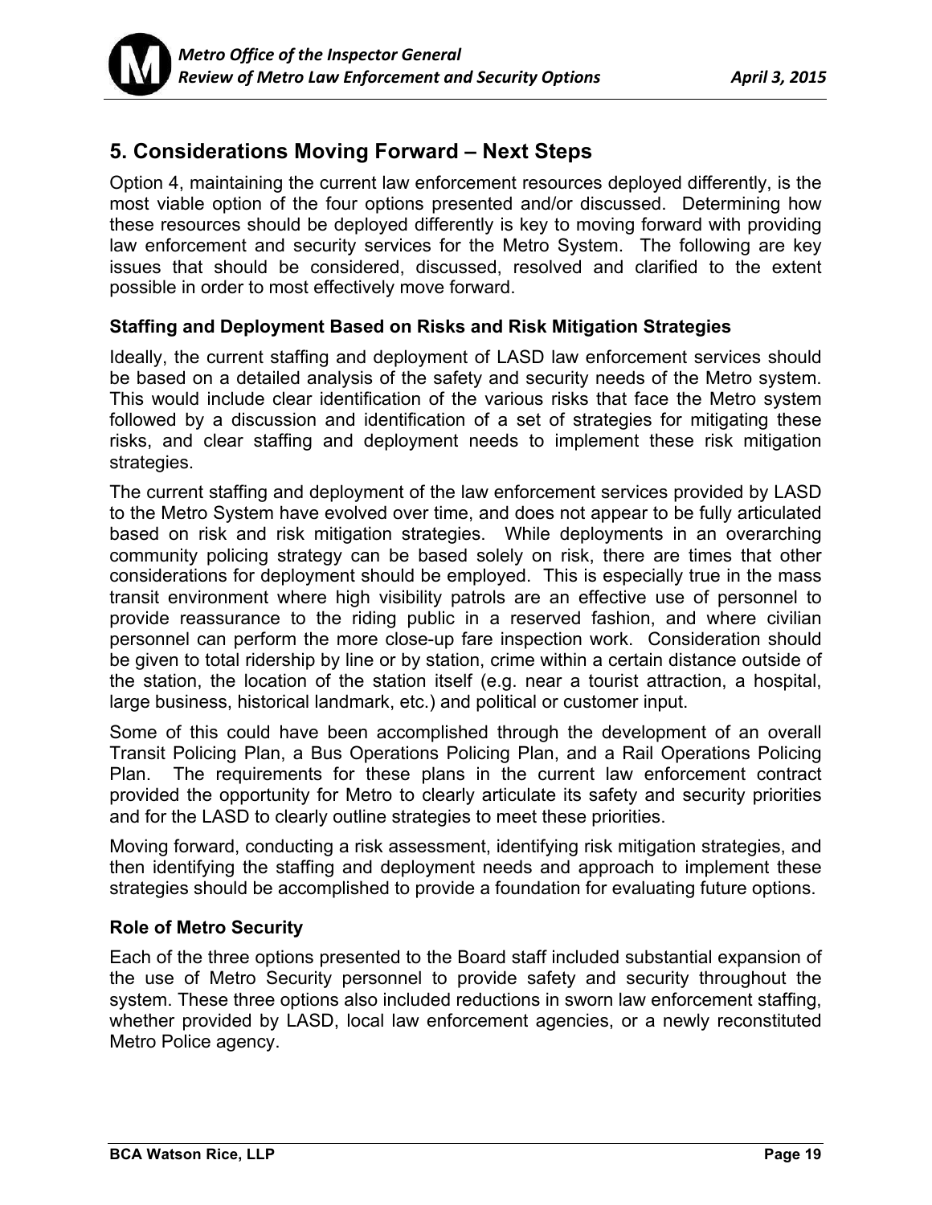## 5. Considerations Moving Forward – Next Steps

Option 4, maintaining the current law enforcement resources deployed differently, is the most viable option of the four options presented and/or discussed. Determining how these resources should be deployed differently is key to moving forward with providing law enforcement and security services for the Metro System. The following are key issues that should be considered, discussed, resolved and clarified to the extent possible in order to most effectively move forward.

### Staffing and Deployment Based on Risks and Risk Mitigation Strategies

Ideally, the current staffing and deployment of LASD law enforcement services should be based on a detailed analysis of the safety and security needs of the Metro system. This would include clear identification of the various risks that face the Metro system followed by a discussion and identification of a set of strategies for mitigating these risks, and clear staffing and deployment needs to implement these risk mitigation strategies.

The current staffing and deployment of the law enforcement services provided by LASD to the Metro System have evolved over time, and does not appear to be fully articulated based on risk and risk mitigation strategies. While deployments in an overarching community policing strategy can be based solely on risk, there are times that other considerations for deployment should be employed. This is especially true in the mass transit environment where high visibility patrols are an effective use of personnel to provide reassurance to the riding public in a reserved fashion, and where civilian personnel can perform the more close-up fare inspection work. Consideration should be given to total ridership by line or by station, crime within a certain distance outside of the station, the location of the station itself (e.g. near a tourist attraction, a hospital, large business, historical landmark, etc.) and political or customer input.

Some of this could have been accomplished through the development of an overall Transit Policing Plan, a Bus Operations Policing Plan, and a Rail Operations Policing Plan. The requirements for these plans in the current law enforcement contract provided the opportunity for Metro to clearly articulate its safety and security priorities and for the LASD to clearly outline strategies to meet these priorities.

Moving forward, conducting a risk assessment, identifying risk mitigation strategies, and then identifying the staffing and deployment needs and approach to implement these strategies should be accomplished to provide a foundation for evaluating future options.

### Role of Metro Security

Each of the three options presented to the Board staff included substantial expansion of the use of Metro Security personnel to provide safety and security throughout the system. These three options also included reductions in sworn law enforcement staffing, whether provided by LASD, local law enforcement agencies, or a newly reconstituted Metro Police agency.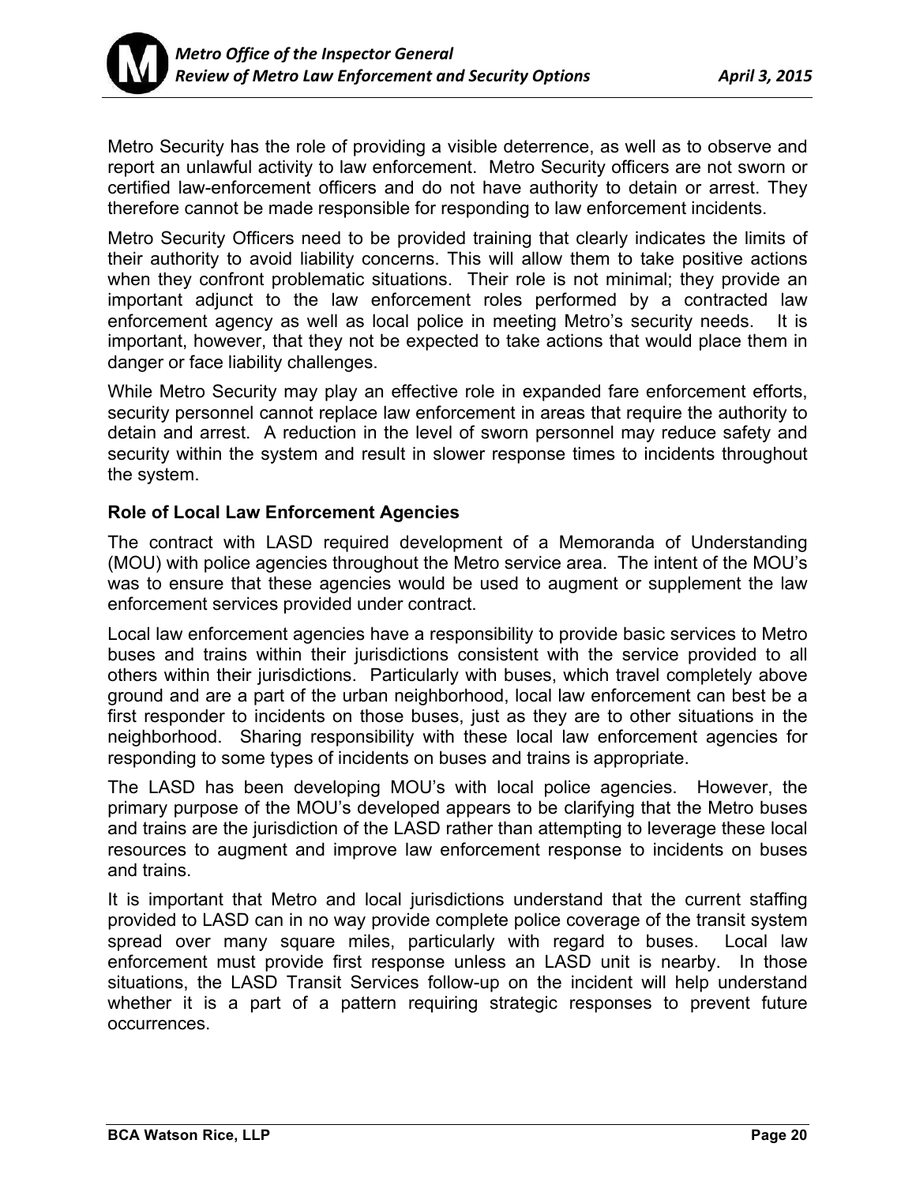Metro Security has the role of providing a visible deterrence, as well as to observe and report an unlawful activity to law enforcement. Metro Security officers are not sworn or certified law-enforcement officers and do not have authority to detain or arrest. They therefore cannot be made responsible for responding to law enforcement incidents.

Metro Security Officers need to be provided training that clearly indicates the limits of their authority to avoid liability concerns. This will allow them to take positive actions when they confront problematic situations. Their role is not minimal; they provide an important adjunct to the law enforcement roles performed by a contracted law enforcement agency as well as local police in meeting Metro's security needs. It is important, however, that they not be expected to take actions that would place them in danger or face liability challenges.

While Metro Security may play an effective role in expanded fare enforcement efforts, security personnel cannot replace law enforcement in areas that require the authority to detain and arrest. A reduction in the level of sworn personnel may reduce safety and security within the system and result in slower response times to incidents throughout the system.

**Role of Local Law Enforcement Agencies**

The contract with LASD required development of a Memoranda of Understanding (MOU) with police agencies throughout the Metro service area. The intent of the MOU's was to ensure that these agencies would be used to augment or supplement the law enforcement services provided under contract.

Local law enforcement agencies have a responsibility to provide basic services to Metro buses and trains within their jurisdictions consistent with the service provided to all others within their jurisdictions. Particularly with buses, which travel completely above ground and are a part of the urban neighborhood, local law enforcement can best be a first responder to incidents on those buses, just as they are to other situations in the neighborhood. Sharing responsibility with these local law enforcement agencies for responding to some types of incidents on buses and trains is appropriate.

The LASD has been developing MOU's with local police agencies. However, the primary purpose of the MOU's developed appears to be clarifying that the Metro buses and trains are the jurisdiction of the LASD rather than attempting to leverage these local resources to augment and improve law enforcement response to incidents on buses and trains.

It is important that Metro and local jurisdictions understand that the current staffing provided to LASD can in no way provide complete police coverage of the transit system spread over many square miles, particularly with regard to buses. Local law enforcement must provide first response unless an LASD unit is nearby. In those situations, the LASD Transit Services follow-up on the incident will help understand whether it is a part of a pattern requiring strategic responses to prevent future occurrences.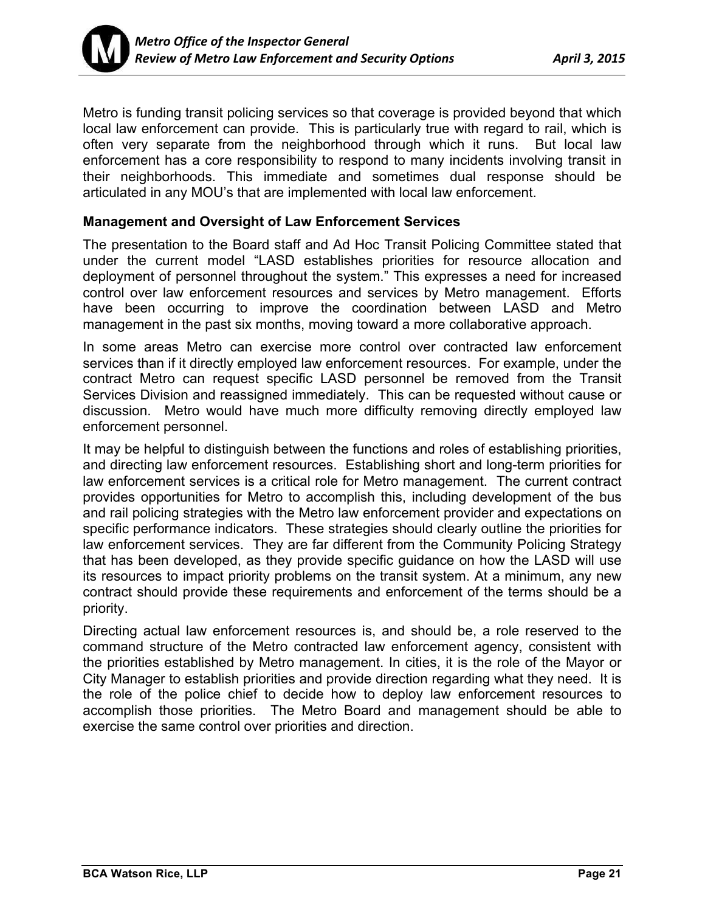Metro is funding transit policing services so that coverage is provided beyond that which local law enforcement can provide. This is particularly true with regard to rail, which is often very separate from the neighborhood through which it runs. But local law enforcement has a core responsibility to respond to many incidents involving transit in their neighborhoods. This immediate and sometimes dual response should be articulated in any MOU's that are implemented with local law enforcement.

**Management and Oversight of Law Enforcement Services**

The presentation to the Board staff and Ad Hoc Transit Policing Committee stated that under the current model "LASD establishes priorities for resource allocation and deployment of personnel throughout the system." This expresses a need for increased control over law enforcement resources and services by Metro management. Efforts have been occurring to improve the coordination between LASD and Metro management in the past six months, moving toward a more collaborative approach.

In some areas Metro can exercise more control over contracted law enforcement services than if it directly employed law enforcement resources. For example, under the contract Metro can request specific LASD personnel be removed from the Transit Services Division and reassigned immediately. This can be requested without cause or discussion. Metro would have much more difficulty removing directly employed law enforcement personnel.

It may be helpful to distinguish between the functions and roles of establishing priorities, and directing law enforcement resources. Establishing short and long-term priorities for law enforcement services is a critical role for Metro management. The current contract provides opportunities for Metro to accomplish this, including development of the bus and rail policing strategies with the Metro law enforcement provider and expectations on specific performance indicators. These strategies should clearly outline the priorities for law enforcement services. They are far different from the Community Policing Strategy that has been developed, as they provide specific guidance on how the LASD will use its resources to impact priority problems on the transit system. At a minimum, any new contract should provide these requirements and enforcement of the terms should be a priority.

Directing actual law enforcement resources is, and should be, a role reserved to the command structure of the Metro contracted law enforcement agency, consistent with the priorities established by Metro management. In cities, it is the role of the Mayor or City Manager to establish priorities and provide direction regarding what they need. It is the role of the police chief to decide how to deploy law enforcement resources to accomplish those priorities. The Metro Board and management should be able to exercise the same control over priorities and direction.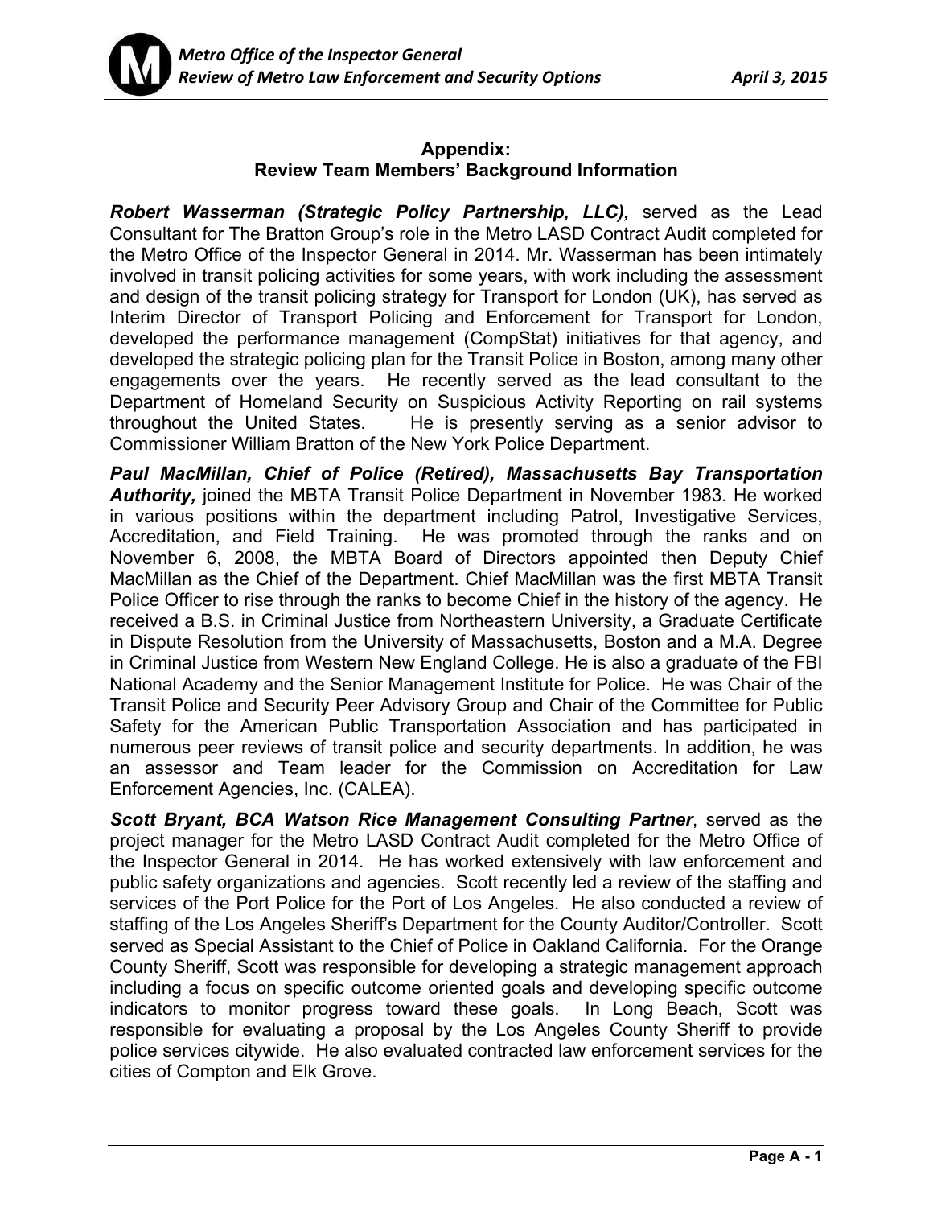## Appendix:
## Review Team Members' Background Information

***Robert Wasserman (Strategic Policy Partnership, LLC),*** served as the Lead Consultant for The Bratton Group's role in the Metro LASD Contract Audit completed for the Metro Office of the Inspector General in 2014. Mr. Wasserman has been intimately involved in transit policing activities for some years, with work including the assessment and design of the transit policing strategy for Transport for London (UK), has served as Interim Director of Transport Policing and Enforcement for Transport for London, developed the performance management (CompStat) initiatives for that agency, and developed the strategic policing plan for the Transit Police in Boston, among many other engagements over the years. He recently served as the lead consultant to the Department of Homeland Security on Suspicious Activity Reporting on rail systems throughout the United States. He is presently serving as a senior advisor to Commissioner William Bratton of the New York Police Department.

***Paul MacMillan, Chief of Police (Retired), Massachusetts Bay Transportation Authority,*** joined the MBTA Transit Police Department in November 1983. He worked in various positions within the department including Patrol, Investigative Services, Accreditation, and Field Training. He was promoted through the ranks and on November 6, 2008, the MBTA Board of Directors appointed then Deputy Chief MacMillan as the Chief of the Department. Chief MacMillan was the first MBTA Transit Police Officer to rise through the ranks to become Chief in the history of the agency. He received a B.S. in Criminal Justice from Northeastern University, a Graduate Certificate in Dispute Resolution from the University of Massachusetts, Boston and a M.A. Degree in Criminal Justice from Western New England College. He is also a graduate of the FBI National Academy and the Senior Management Institute for Police. He was Chair of the Transit Police and Security Peer Advisory Group and Chair of the Committee for Public Safety for the American Public Transportation Association and has participated in numerous peer reviews of transit police and security departments. In addition, he was an assessor and Team leader for the Commission on Accreditation for Law Enforcement Agencies, Inc. (CALEA).

***Scott Bryant, BCA Watson Rice Management Consulting Partner***, served as the project manager for the Metro LASD Contract Audit completed for the Metro Office of the Inspector General in 2014. He has worked extensively with law enforcement and public safety organizations and agencies. Scott recently led a review of the staffing and services of the Port Police for the Port of Los Angeles. He also conducted a review of staffing of the Los Angeles Sheriff's Department for the County Auditor/Controller. Scott served as Special Assistant to the Chief of Police in Oakland California. For the Orange County Sheriff, Scott was responsible for developing a strategic management approach including a focus on specific outcome oriented goals and developing specific outcome indicators to monitor progress toward these goals. In Long Beach, Scott was responsible for evaluating a proposal by the Los Angeles County Sheriff to provide police services citywide. He also evaluated contracted law enforcement services for the cities of Compton and Elk Grove.